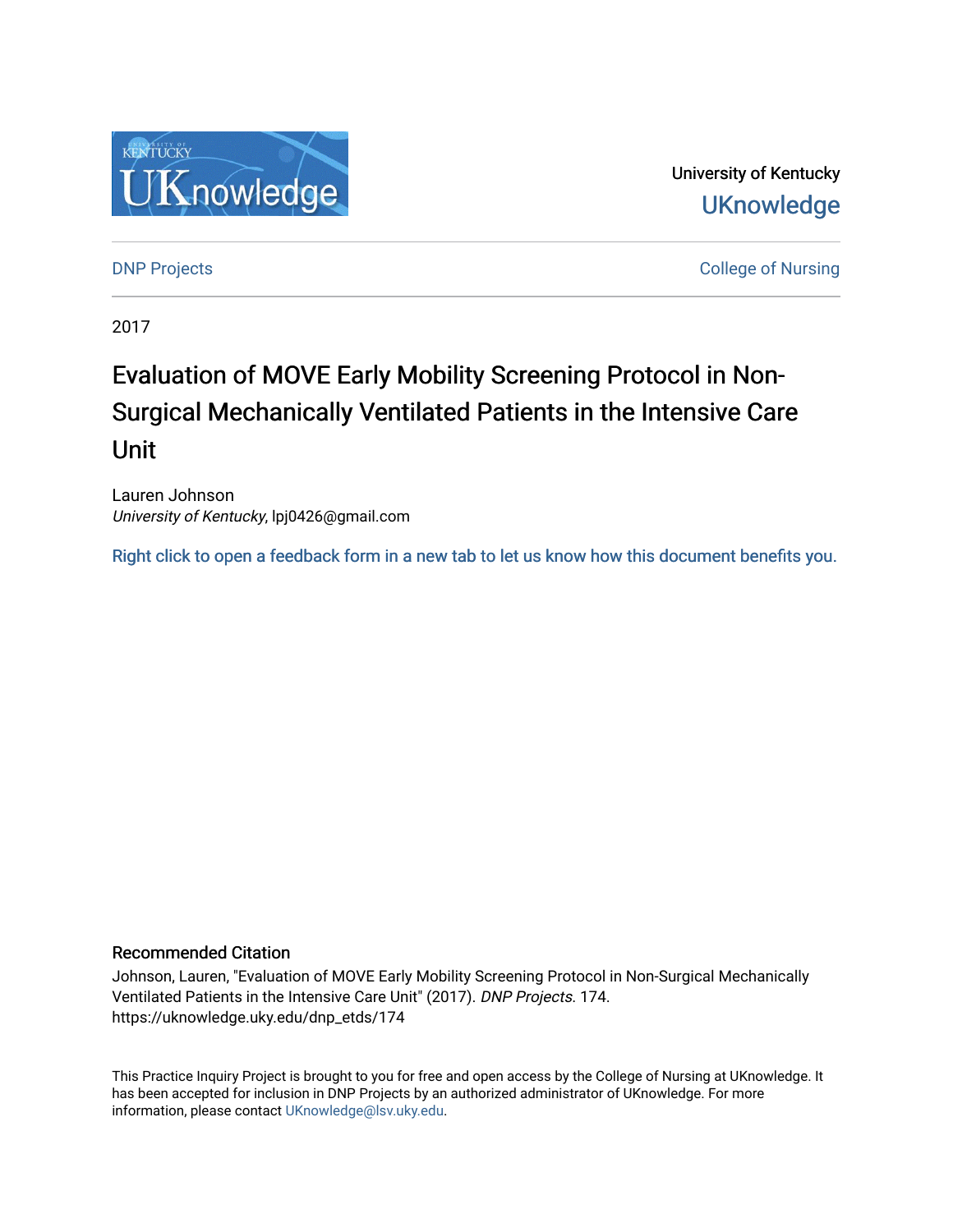University of Kentucky

UKnowledge

DNP Projects

College of Nursing

2017

# Evaluation of MOVE Early Mobility Screening Protocol in Non-Surgical Mechanically Ventilated Patients in the Intensive Care Unit

Lauren Johnson
*University of Kentucky*, lpj0426@gmail.com

Right click to open a feedback form in a new tab to let us know how this document benefits you.

## Recommended Citation

Johnson, Lauren, "Evaluation of MOVE Early Mobility Screening Protocol in Non-Surgical Mechanically Ventilated Patients in the Intensive Care Unit" (2017). *DNP Projects*. 174.
https://uknowledge.uky.edu/dnp_etds/174

This Practice Inquiry Project is brought to you for free and open access by the College of Nursing at UKnowledge. It has been accepted for inclusion in DNP Projects by an authorized administrator of UKnowledge. For more information, please contact UKnowledge@lsv.uky.edu.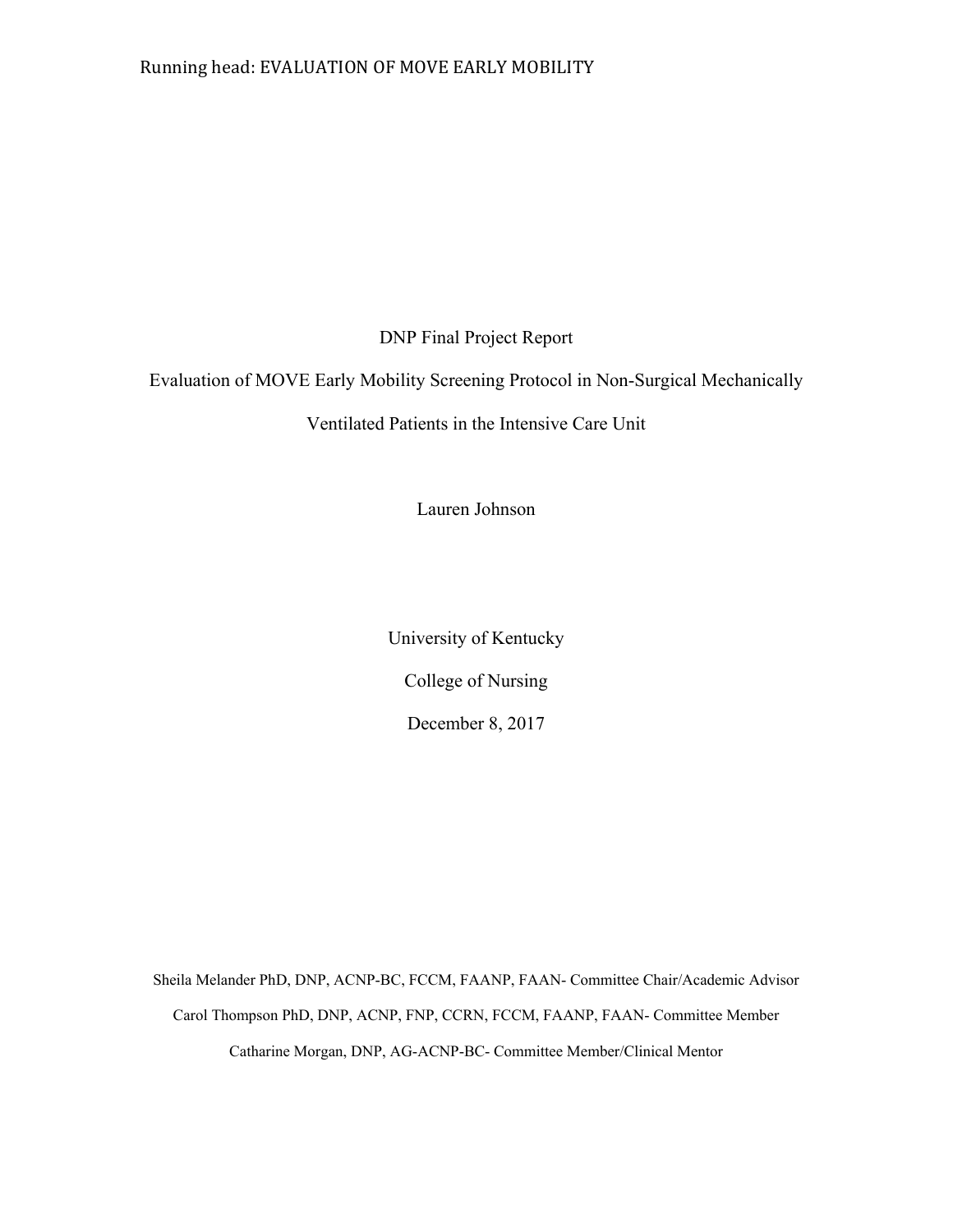DNP Final Project Report

Evaluation of MOVE Early Mobility Screening Protocol in Non-Surgical Mechanically Ventilated Patients in the Intensive Care Unit

Lauren Johnson

University of Kentucky

College of Nursing

December 8, 2017

Sheila Melander PhD, DNP, ACNP-BC, FCCM, FAANP, FAAN- Committee Chair/Academic Advisor

Carol Thompson PhD, DNP, ACNP, FNP, CCRN, FCCM, FAANP, FAAN- Committee Member

Catharine Morgan, DNP, AG-ACNP-BC- Committee Member/Clinical Mentor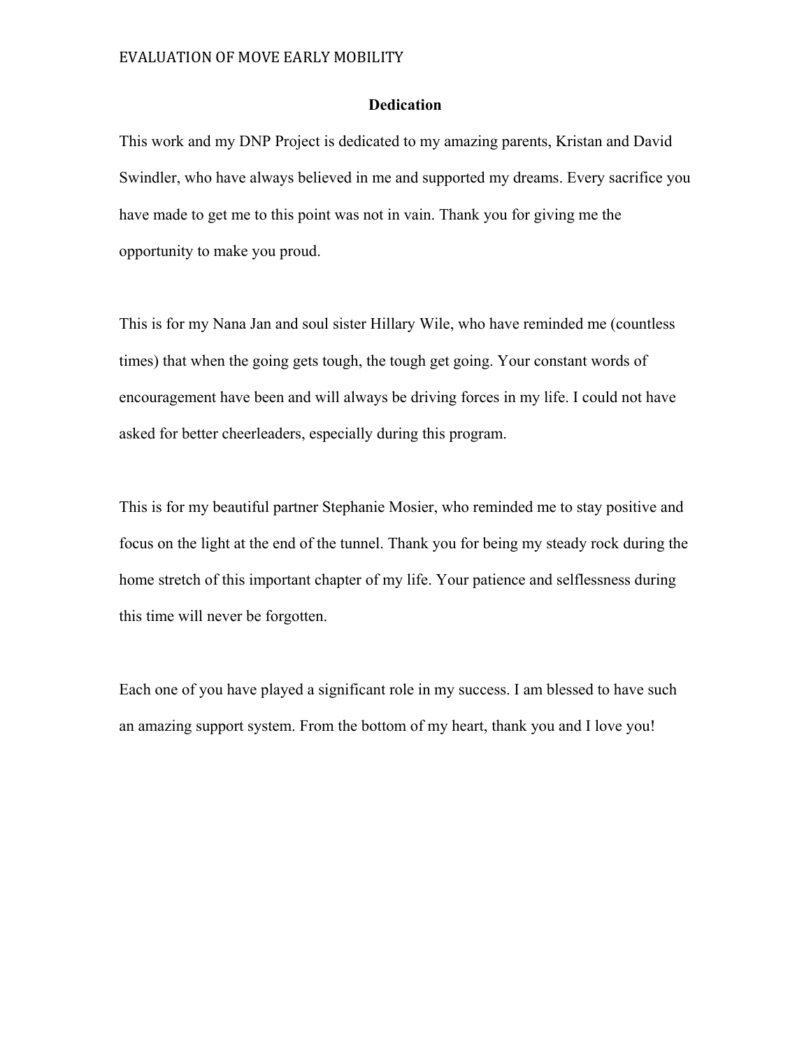## Dedication

This work and my DNP Project is dedicated to my amazing parents, Kristan and David Swindler, who have always believed in me and supported my dreams. Every sacrifice you have made to get me to this point was not in vain. Thank you for giving me the opportunity to make you proud.

This is for my Nana Jan and soul sister Hillary Wile, who have reminded me (countless times) that when the going gets tough, the tough get going. Your constant words of encouragement have been and will always be driving forces in my life. I could not have asked for better cheerleaders, especially during this program.

This is for my beautiful partner Stephanie Mosier, who reminded me to stay positive and focus on the light at the end of the tunnel. Thank you for being my steady rock during the home stretch of this important chapter of my life. Your patience and selflessness during this time will never be forgotten.

Each one of you have played a significant role in my success. I am blessed to have such an amazing support system. From the bottom of my heart, thank you and I love you!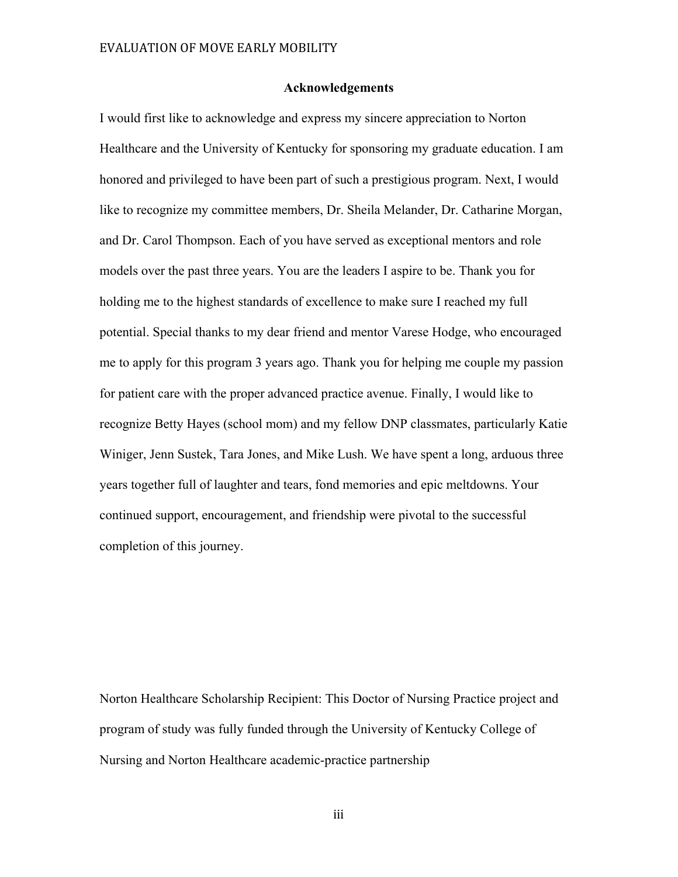## Acknowledgements

I would first like to acknowledge and express my sincere appreciation to Norton Healthcare and the University of Kentucky for sponsoring my graduate education. I am honored and privileged to have been part of such a prestigious program. Next, I would like to recognize my committee members, Dr. Sheila Melander, Dr. Catharine Morgan, and Dr. Carol Thompson. Each of you have served as exceptional mentors and role models over the past three years. You are the leaders I aspire to be. Thank you for holding me to the highest standards of excellence to make sure I reached my full potential. Special thanks to my dear friend and mentor Varese Hodge, who encouraged me to apply for this program 3 years ago. Thank you for helping me couple my passion for patient care with the proper advanced practice avenue. Finally, I would like to recognize Betty Hayes (school mom) and my fellow DNP classmates, particularly Katie Winiger, Jenn Sustek, Tara Jones, and Mike Lush. We have spent a long, arduous three years together full of laughter and tears, fond memories and epic meltdowns. Your continued support, encouragement, and friendship were pivotal to the successful completion of this journey.

Norton Healthcare Scholarship Recipient: This Doctor of Nursing Practice project and program of study was fully funded through the University of Kentucky College of Nursing and Norton Healthcare academic-practice partnership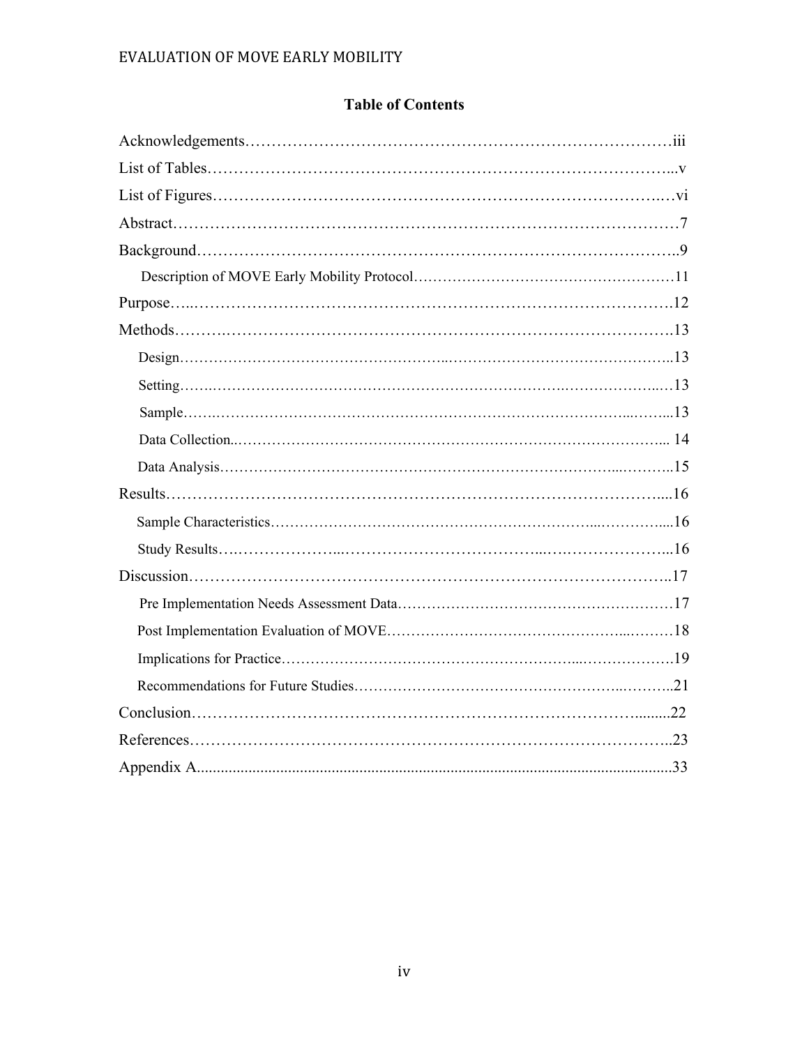## Table of Contents

Acknowledgements……………………………………………………………………iii
List of Tables……………………………………………………………………...v
List of Figures………………………………………………………………….…vi
Abstract……………………………………………………………………………7
Background………………………………………………………………………..9
    Description of MOVE Early Mobility Protocol……………………………………11
Purpose…..……………………………………………………………………….12
Methods………..………………………………………………………………….13
    Design……………………………………..……………………………………..13
    Setting…….……………………………………………………………………..…13
    Sample…….…………………………………………………………………...…...13
    Data Collection..……………………………………………………………….... 14
    Data Analysis…………………………………………………………...………..15
Results…………………………………………………………………………....16
    Sample Characteristics………………………………………………...…………....16
    Study Results….………………...……………………………...….……………...16
Discussion………………………………………………………………………..17
    Pre Implementation Needs Assessment Data………………………………………17
    Post Implementation Evaluation of MOVE………………………………...………18
    Implications for Practice…………………………………………...……………….19
    Recommendations for Future Studies………………………………………..……..21
Conclusion………………………………………………………………….........22
References………………………………………………………………………..23
Appendix A.......................................................................................................33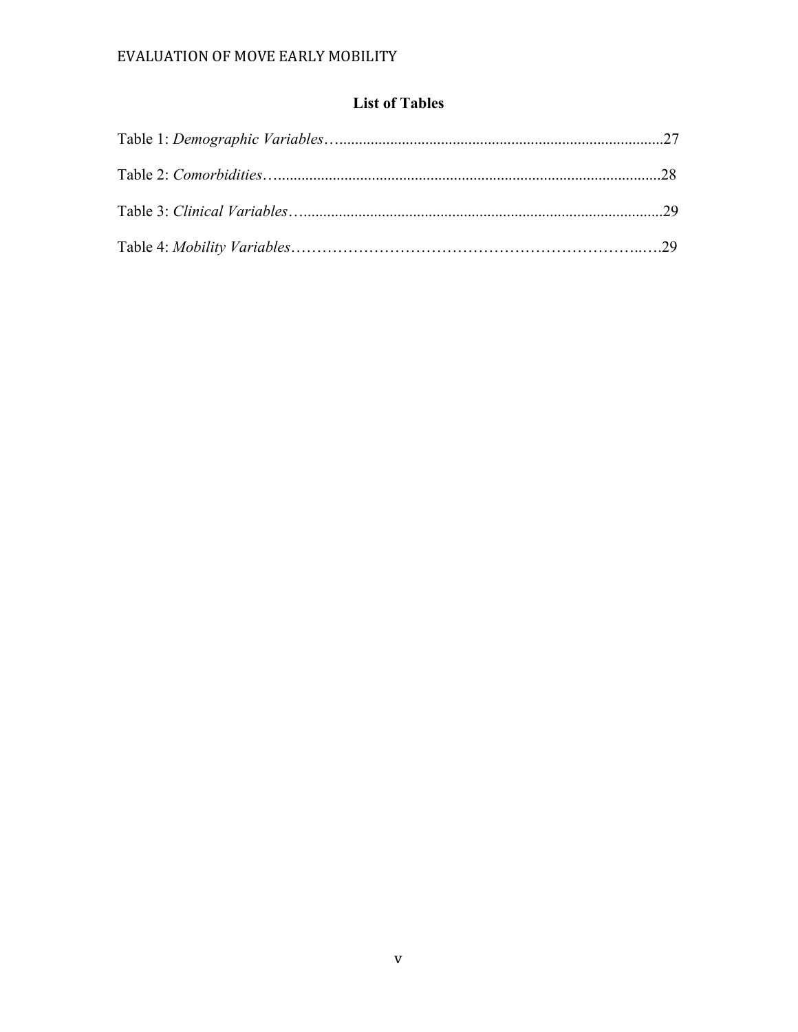## List of Tables

Table 1: *Demographic Variables*…..................................................................................27

Table 2: *Comorbidities*…..................................................................................................28

Table 3: *Clinical Variables*….............................................................................................29

Table 4: *Mobility Variables*……………………………………………………………..….29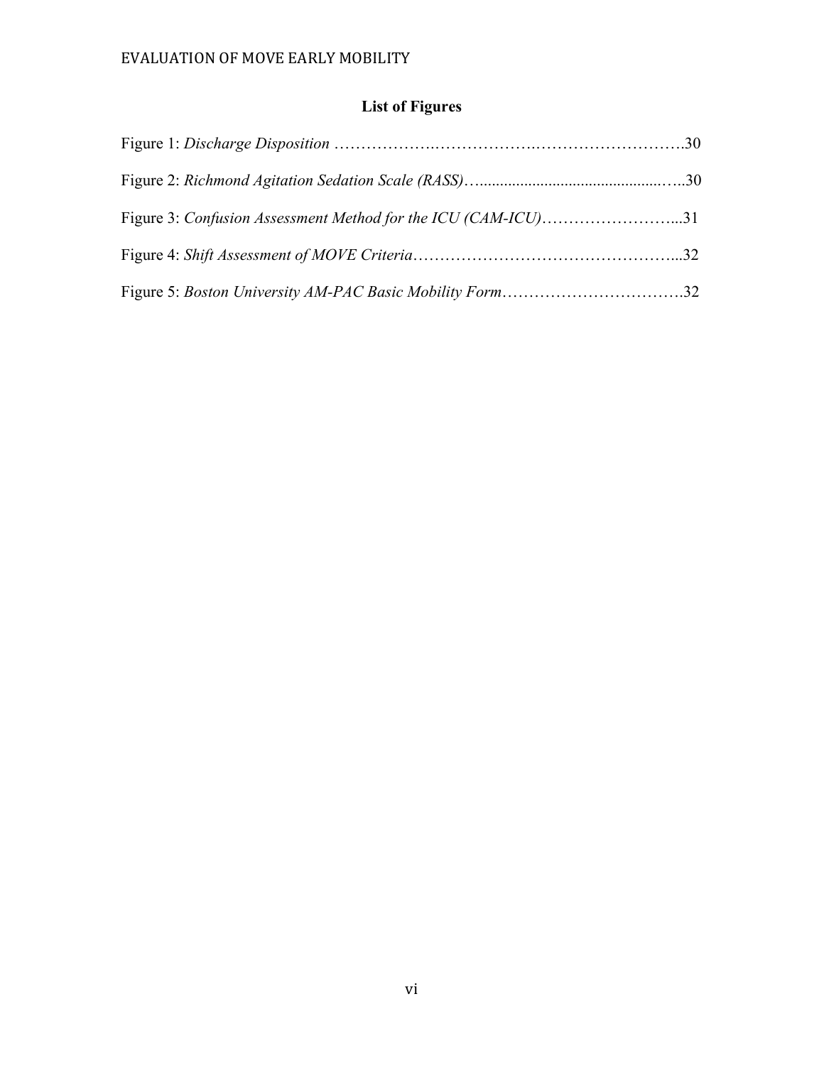## List of Figures

Figure 1: *Discharge Disposition* ....................................................................30

Figure 2: *Richmond Agitation Sedation Scale (RASS)*..............................................30

Figure 3: *Confusion Assessment Method for the ICU (CAM-ICU)*..............................31

Figure 4: *Shift Assessment of MOVE Criteria*..........................................................32

Figure 5: *Boston University AM-PAC Basic Mobility Form*......................................32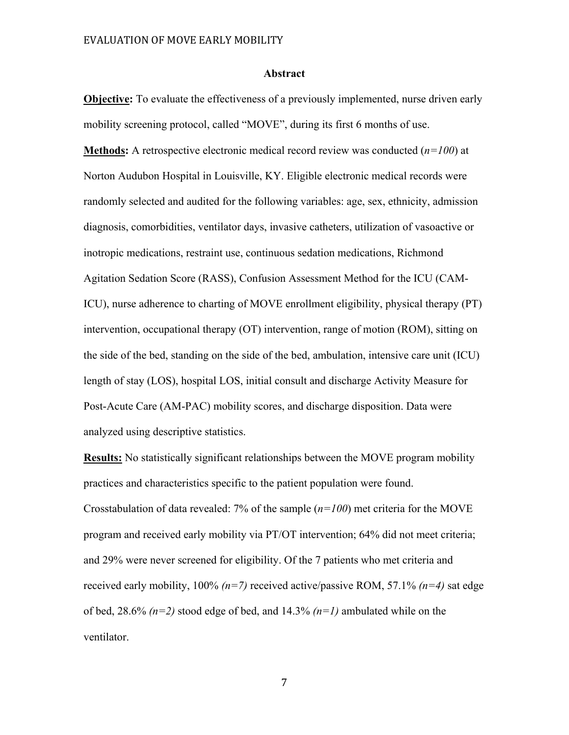## Abstract

**Objective:** To evaluate the effectiveness of a previously implemented, nurse driven early mobility screening protocol, called "MOVE", during its first 6 months of use.

**Methods:** A retrospective electronic medical record review was conducted (*n=100*) at Norton Audubon Hospital in Louisville, KY. Eligible electronic medical records were randomly selected and audited for the following variables: age, sex, ethnicity, admission diagnosis, comorbidities, ventilator days, invasive catheters, utilization of vasoactive or inotropic medications, restraint use, continuous sedation medications, Richmond Agitation Sedation Score (RASS), Confusion Assessment Method for the ICU (CAM-ICU), nurse adherence to charting of MOVE enrollment eligibility, physical therapy (PT) intervention, occupational therapy (OT) intervention, range of motion (ROM), sitting on the side of the bed, standing on the side of the bed, ambulation, intensive care unit (ICU) length of stay (LOS), hospital LOS, initial consult and discharge Activity Measure for Post-Acute Care (AM-PAC) mobility scores, and discharge disposition. Data were analyzed using descriptive statistics.

**Results:** No statistically significant relationships between the MOVE program mobility practices and characteristics specific to the patient population were found. Crosstabulation of data revealed: 7% of the sample (*n=100*) met criteria for the MOVE program and received early mobility via PT/OT intervention; 64% did not meet criteria; and 29% were never screened for eligibility. Of the 7 patients who met criteria and received early mobility, 100% *(n=7)* received active/passive ROM, 57.1% *(n=4)* sat edge of bed, 28.6% *(n=2)* stood edge of bed, and 14.3% *(n=1)* ambulated while on the ventilator.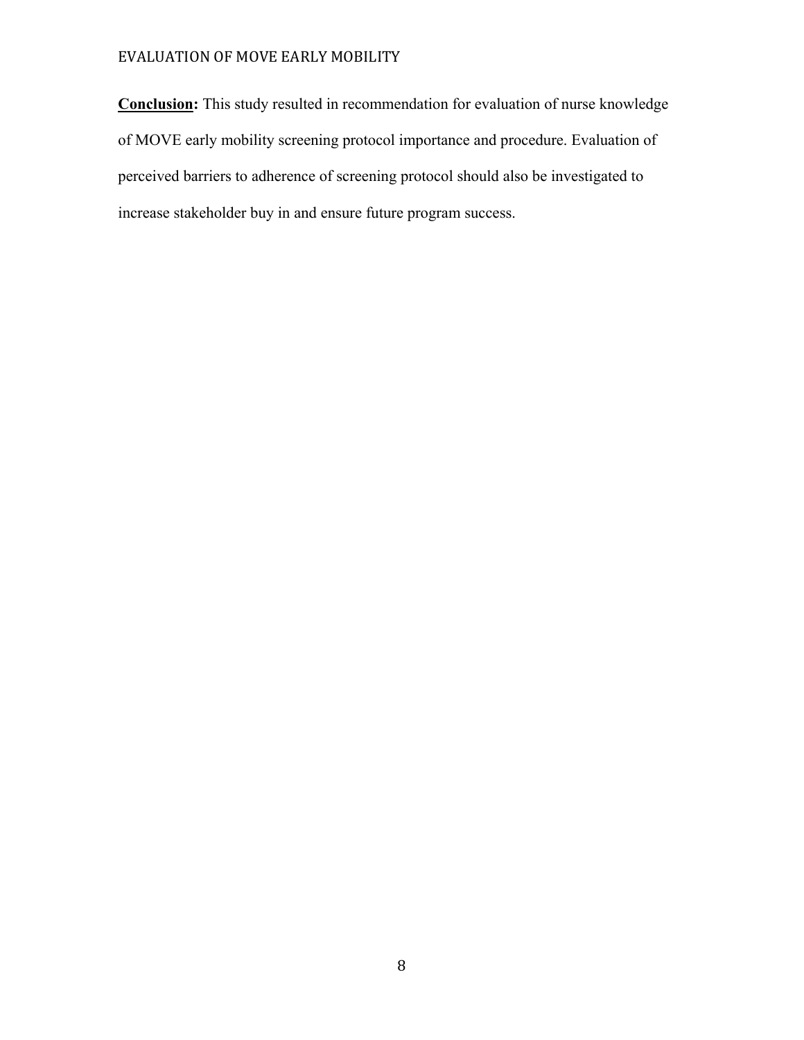**Conclusion:** This study resulted in recommendation for evaluation of nurse knowledge of MOVE early mobility screening protocol importance and procedure. Evaluation of perceived barriers to adherence of screening protocol should also be investigated to increase stakeholder buy in and ensure future program success.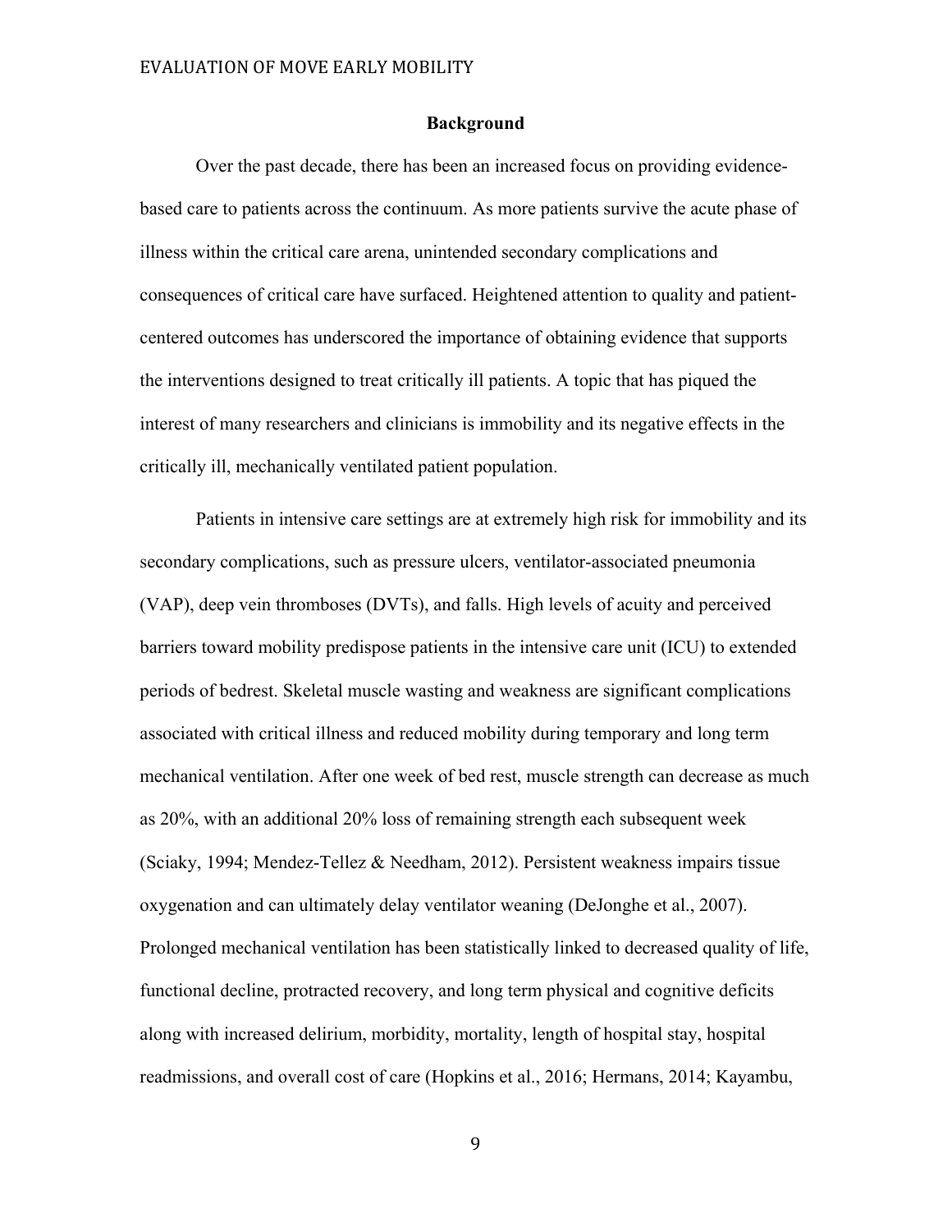## Background

Over the past decade, there has been an increased focus on providing evidence-based care to patients across the continuum. As more patients survive the acute phase of illness within the critical care arena, unintended secondary complications and consequences of critical care have surfaced. Heightened attention to quality and patient-centered outcomes has underscored the importance of obtaining evidence that supports the interventions designed to treat critically ill patients. A topic that has piqued the interest of many researchers and clinicians is immobility and its negative effects in the critically ill, mechanically ventilated patient population.

Patients in intensive care settings are at extremely high risk for immobility and its secondary complications, such as pressure ulcers, ventilator-associated pneumonia (VAP), deep vein thromboses (DVTs), and falls. High levels of acuity and perceived barriers toward mobility predispose patients in the intensive care unit (ICU) to extended periods of bedrest. Skeletal muscle wasting and weakness are significant complications associated with critical illness and reduced mobility during temporary and long term mechanical ventilation. After one week of bed rest, muscle strength can decrease as much as 20%, with an additional 20% loss of remaining strength each subsequent week (Sciaky, 1994; Mendez-Tellez & Needham, 2012). Persistent weakness impairs tissue oxygenation and can ultimately delay ventilator weaning (DeJonghe et al., 2007). Prolonged mechanical ventilation has been statistically linked to decreased quality of life, functional decline, protracted recovery, and long term physical and cognitive deficits along with increased delirium, morbidity, mortality, length of hospital stay, hospital readmissions, and overall cost of care (Hopkins et al., 2016; Hermans, 2014; Kayambu,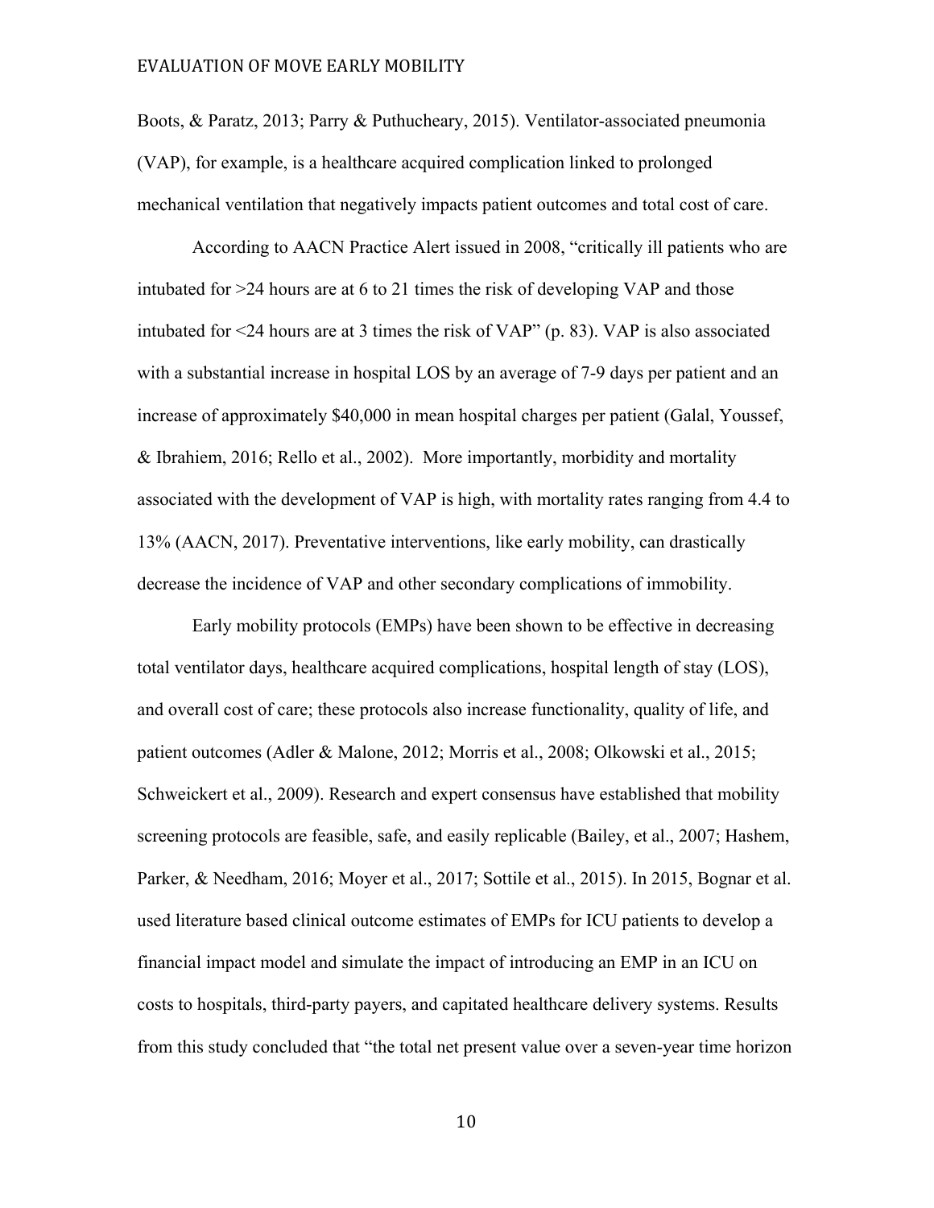Boots, & Paratz, 2013; Parry & Puthucheary, 2015). Ventilator-associated pneumonia (VAP), for example, is a healthcare acquired complication linked to prolonged mechanical ventilation that negatively impacts patient outcomes and total cost of care.

According to AACN Practice Alert issued in 2008, "critically ill patients who are intubated for >24 hours are at 6 to 21 times the risk of developing VAP and those intubated for <24 hours are at 3 times the risk of VAP" (p. 83). VAP is also associated with a substantial increase in hospital LOS by an average of 7-9 days per patient and an increase of approximately $40,000 in mean hospital charges per patient (Galal, Youssef, & Ibrahiem, 2016; Rello et al., 2002). More importantly, morbidity and mortality associated with the development of VAP is high, with mortality rates ranging from 4.4 to 13% (AACN, 2017). Preventative interventions, like early mobility, can drastically decrease the incidence of VAP and other secondary complications of immobility.

Early mobility protocols (EMPs) have been shown to be effective in decreasing total ventilator days, healthcare acquired complications, hospital length of stay (LOS), and overall cost of care; these protocols also increase functionality, quality of life, and patient outcomes (Adler & Malone, 2012; Morris et al., 2008; Olkowski et al., 2015; Schweickert et al., 2009). Research and expert consensus have established that mobility screening protocols are feasible, safe, and easily replicable (Bailey, et al., 2007; Hashem, Parker, & Needham, 2016; Moyer et al., 2017; Sottile et al., 2015). In 2015, Bognar et al. used literature based clinical outcome estimates of EMPs for ICU patients to develop a financial impact model and simulate the impact of introducing an EMP in an ICU on costs to hospitals, third-party payers, and capitated healthcare delivery systems. Results from this study concluded that "the total net present value over a seven-year time horizon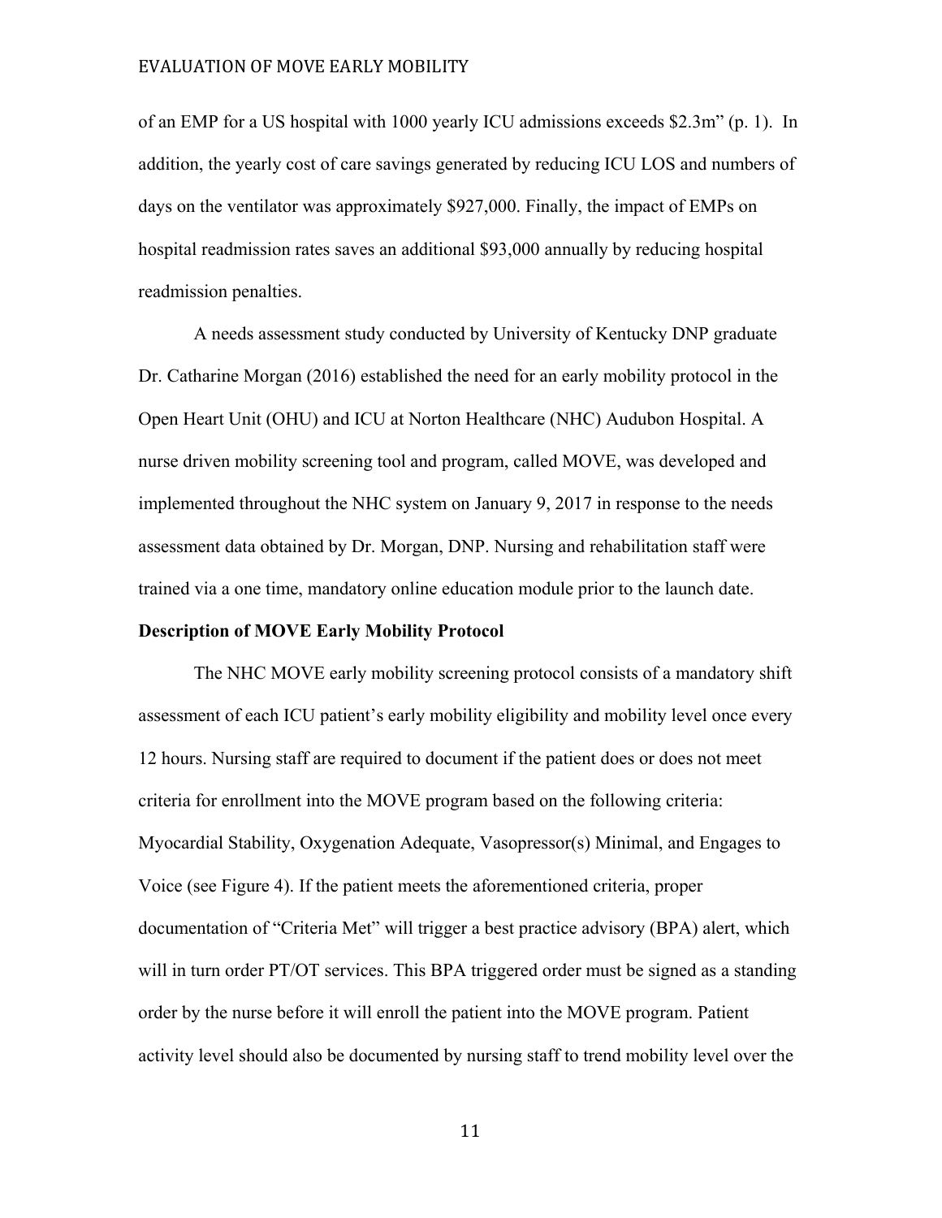of an EMP for a US hospital with 1000 yearly ICU admissions exceeds $2.3m" (p. 1). In addition, the yearly cost of care savings generated by reducing ICU LOS and numbers of days on the ventilator was approximately $927,000. Finally, the impact of EMPs on hospital readmission rates saves an additional $93,000 annually by reducing hospital readmission penalties.

A needs assessment study conducted by University of Kentucky DNP graduate Dr. Catharine Morgan (2016) established the need for an early mobility protocol in the Open Heart Unit (OHU) and ICU at Norton Healthcare (NHC) Audubon Hospital. A nurse driven mobility screening tool and program, called MOVE, was developed and implemented throughout the NHC system on January 9, 2017 in response to the needs assessment data obtained by Dr. Morgan, DNP. Nursing and rehabilitation staff were trained via a one time, mandatory online education module prior to the launch date.

**Description of MOVE Early Mobility Protocol**

The NHC MOVE early mobility screening protocol consists of a mandatory shift assessment of each ICU patient's early mobility eligibility and mobility level once every 12 hours. Nursing staff are required to document if the patient does or does not meet criteria for enrollment into the MOVE program based on the following criteria: Myocardial Stability, Oxygenation Adequate, Vasopressor(s) Minimal, and Engages to Voice (see Figure 4). If the patient meets the aforementioned criteria, proper documentation of "Criteria Met" will trigger a best practice advisory (BPA) alert, which will in turn order PT/OT services. This BPA triggered order must be signed as a standing order by the nurse before it will enroll the patient into the MOVE program. Patient activity level should also be documented by nursing staff to trend mobility level over the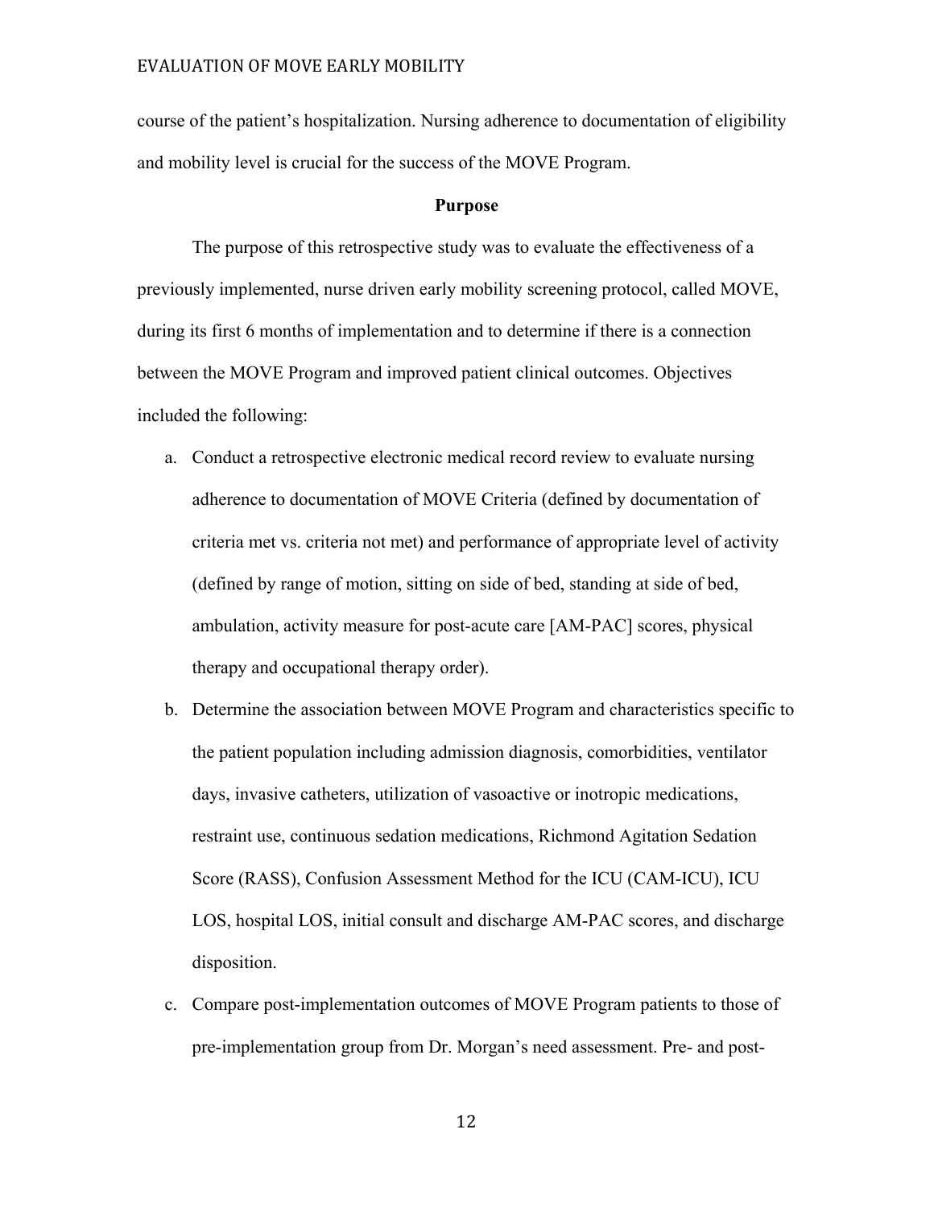course of the patient's hospitalization. Nursing adherence to documentation of eligibility and mobility level is crucial for the success of the MOVE Program.

## Purpose

The purpose of this retrospective study was to evaluate the effectiveness of a previously implemented, nurse driven early mobility screening protocol, called MOVE, during its first 6 months of implementation and to determine if there is a connection between the MOVE Program and improved patient clinical outcomes. Objectives included the following:

a. Conduct a retrospective electronic medical record review to evaluate nursing adherence to documentation of MOVE Criteria (defined by documentation of criteria met vs. criteria not met) and performance of appropriate level of activity (defined by range of motion, sitting on side of bed, standing at side of bed, ambulation, activity measure for post-acute care [AM-PAC] scores, physical therapy and occupational therapy order).

b. Determine the association between MOVE Program and characteristics specific to the patient population including admission diagnosis, comorbidities, ventilator days, invasive catheters, utilization of vasoactive or inotropic medications, restraint use, continuous sedation medications, Richmond Agitation Sedation Score (RASS), Confusion Assessment Method for the ICU (CAM-ICU), ICU LOS, hospital LOS, initial consult and discharge AM-PAC scores, and discharge disposition.

c. Compare post-implementation outcomes of MOVE Program patients to those of pre-implementation group from Dr. Morgan's need assessment. Pre- and post-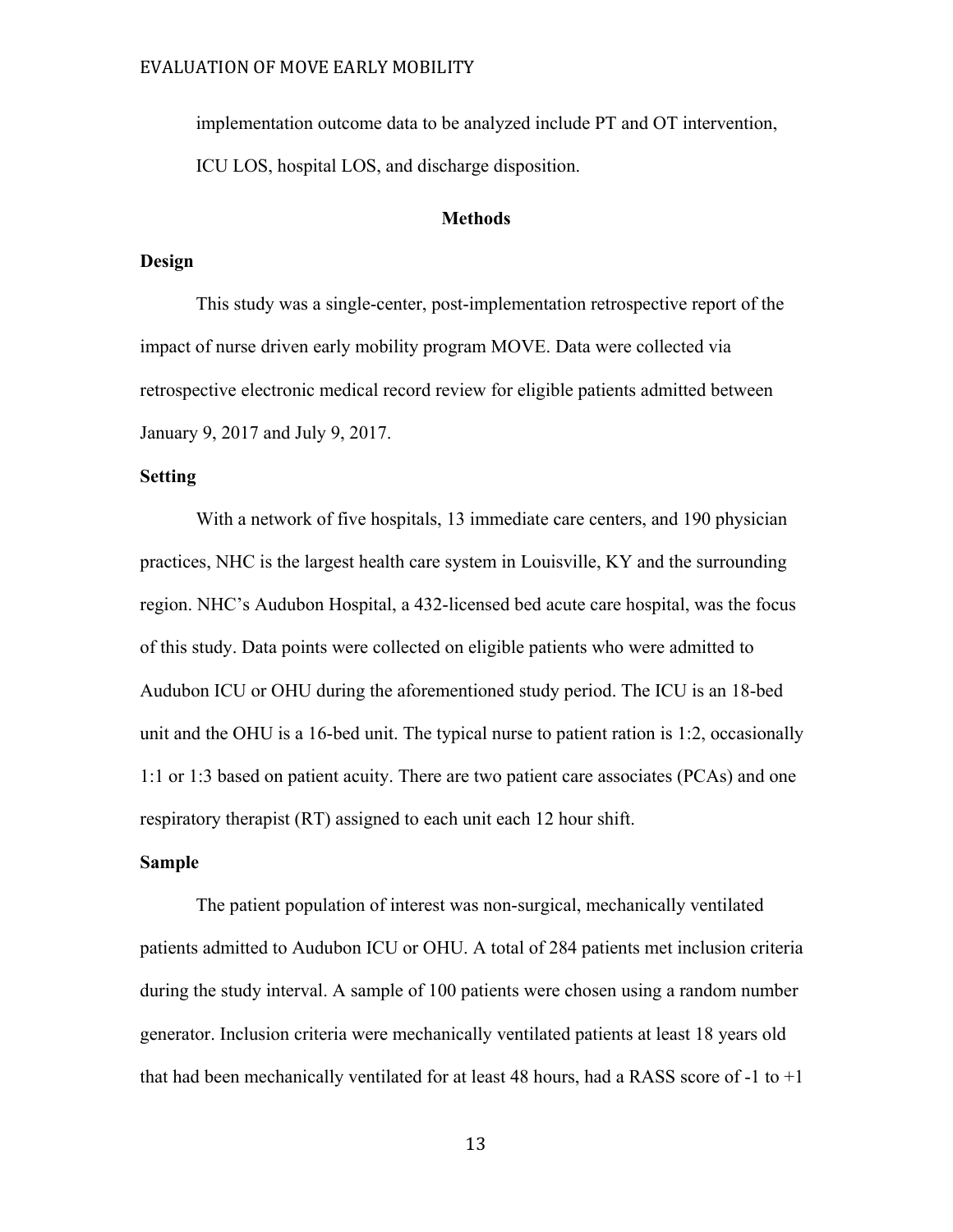implementation outcome data to be analyzed include PT and OT intervention, ICU LOS, hospital LOS, and discharge disposition.

## Methods

### Design

This study was a single-center, post-implementation retrospective report of the impact of nurse driven early mobility program MOVE. Data were collected via retrospective electronic medical record review for eligible patients admitted between January 9, 2017 and July 9, 2017.

### Setting

With a network of five hospitals, 13 immediate care centers, and 190 physician practices, NHC is the largest health care system in Louisville, KY and the surrounding region. NHC's Audubon Hospital, a 432-licensed bed acute care hospital, was the focus of this study. Data points were collected on eligible patients who were admitted to Audubon ICU or OHU during the aforementioned study period. The ICU is an 18-bed unit and the OHU is a 16-bed unit. The typical nurse to patient ration is 1:2, occasionally 1:1 or 1:3 based on patient acuity. There are two patient care associates (PCAs) and one respiratory therapist (RT) assigned to each unit each 12 hour shift.

### Sample

The patient population of interest was non-surgical, mechanically ventilated patients admitted to Audubon ICU or OHU. A total of 284 patients met inclusion criteria during the study interval. A sample of 100 patients were chosen using a random number generator. Inclusion criteria were mechanically ventilated patients at least 18 years old that had been mechanically ventilated for at least 48 hours, had a RASS score of -1 to +1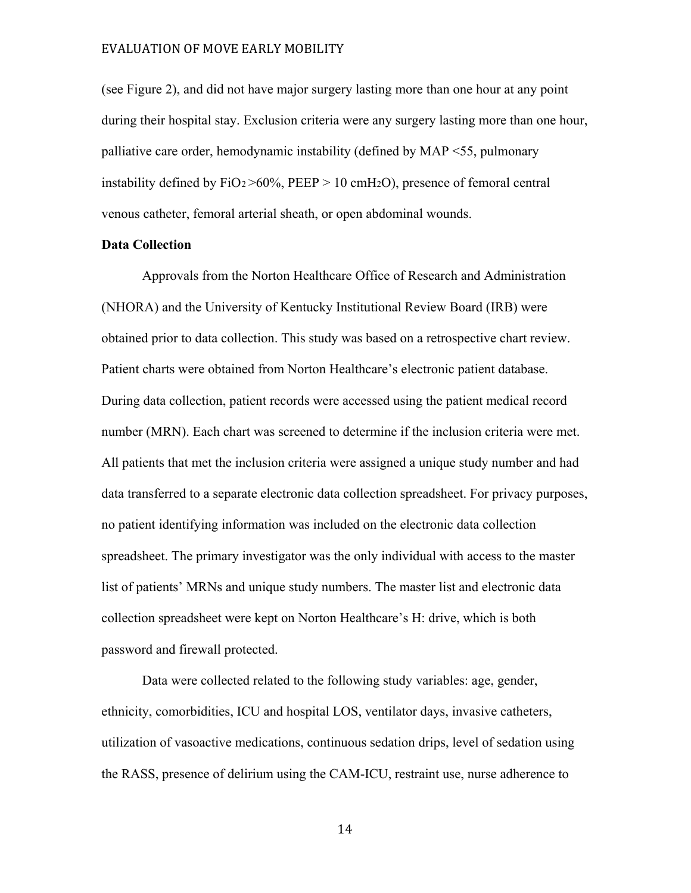(see Figure 2), and did not have major surgery lasting more than one hour at any point during their hospital stay. Exclusion criteria were any surgery lasting more than one hour, palliative care order, hemodynamic instability (defined by MAP <55, pulmonary instability defined by $FiO_2$ >60%, PEEP > 10 $cmH_2O$), presence of femoral central venous catheter, femoral arterial sheath, or open abdominal wounds.

**Data Collection**

Approvals from the Norton Healthcare Office of Research and Administration (NHORA) and the University of Kentucky Institutional Review Board (IRB) were obtained prior to data collection. This study was based on a retrospective chart review. Patient charts were obtained from Norton Healthcare's electronic patient database. During data collection, patient records were accessed using the patient medical record number (MRN). Each chart was screened to determine if the inclusion criteria were met. All patients that met the inclusion criteria were assigned a unique study number and had data transferred to a separate electronic data collection spreadsheet. For privacy purposes, no patient identifying information was included on the electronic data collection spreadsheet. The primary investigator was the only individual with access to the master list of patients' MRNs and unique study numbers. The master list and electronic data collection spreadsheet were kept on Norton Healthcare's H: drive, which is both password and firewall protected.

Data were collected related to the following study variables: age, gender, ethnicity, comorbidities, ICU and hospital LOS, ventilator days, invasive catheters, utilization of vasoactive medications, continuous sedation drips, level of sedation using the RASS, presence of delirium using the CAM-ICU, restraint use, nurse adherence to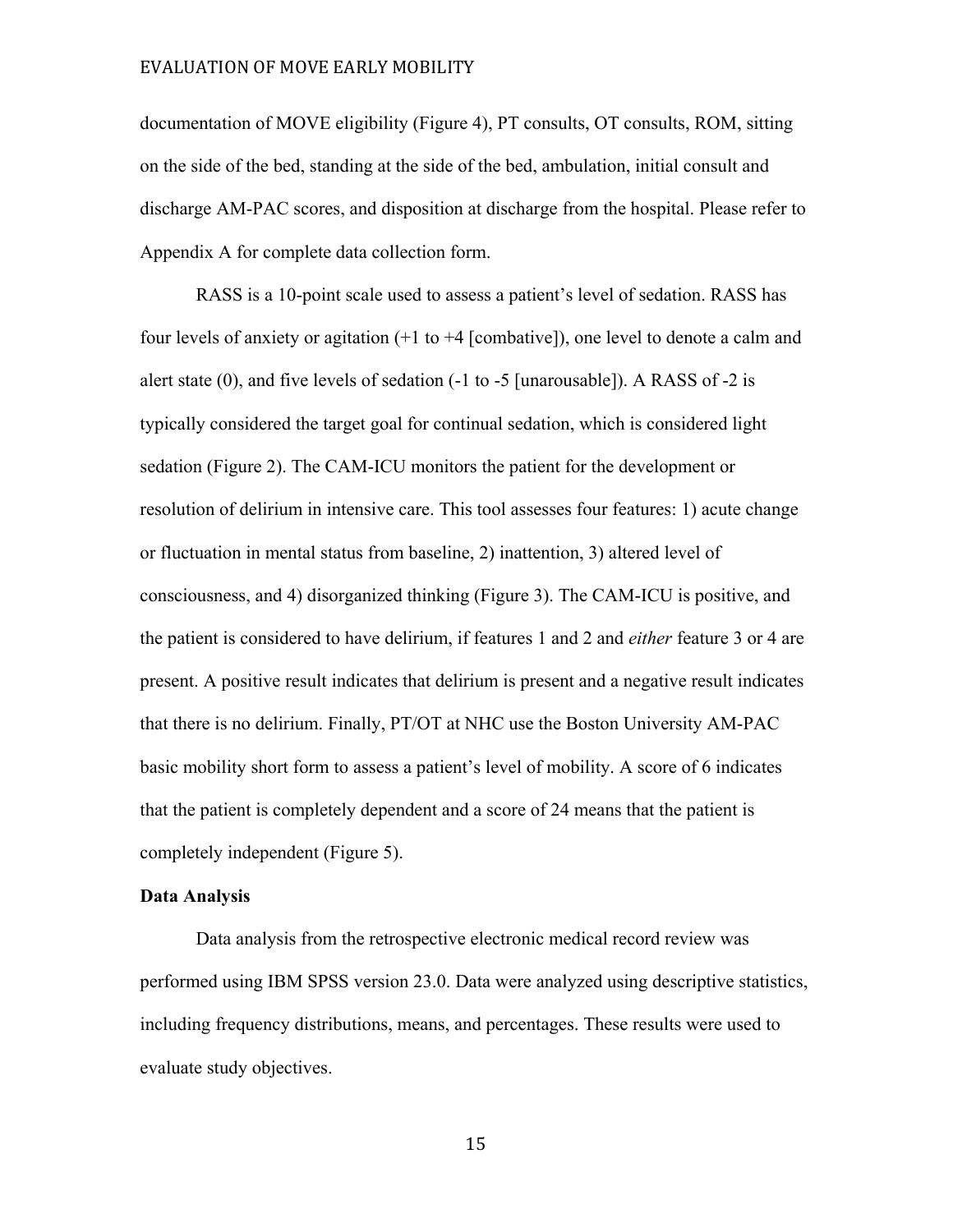documentation of MOVE eligibility (Figure 4), PT consults, OT consults, ROM, sitting on the side of the bed, standing at the side of the bed, ambulation, initial consult and discharge AM-PAC scores, and disposition at discharge from the hospital. Please refer to Appendix A for complete data collection form.

RASS is a 10-point scale used to assess a patient's level of sedation. RASS has four levels of anxiety or agitation (+1 to +4 [combative]), one level to denote a calm and alert state (0), and five levels of sedation (-1 to -5 [unarousable]). A RASS of -2 is typically considered the target goal for continual sedation, which is considered light sedation (Figure 2). The CAM-ICU monitors the patient for the development or resolution of delirium in intensive care. This tool assesses four features: 1) acute change or fluctuation in mental status from baseline, 2) inattention, 3) altered level of consciousness, and 4) disorganized thinking (Figure 3). The CAM-ICU is positive, and the patient is considered to have delirium, if features 1 and 2 and *either* feature 3 or 4 are present. A positive result indicates that delirium is present and a negative result indicates that there is no delirium. Finally, PT/OT at NHC use the Boston University AM-PAC basic mobility short form to assess a patient's level of mobility. A score of 6 indicates that the patient is completely dependent and a score of 24 means that the patient is completely independent (Figure 5).

**Data Analysis**

Data analysis from the retrospective electronic medical record review was performed using IBM SPSS version 23.0. Data were analyzed using descriptive statistics, including frequency distributions, means, and percentages. These results were used to evaluate study objectives.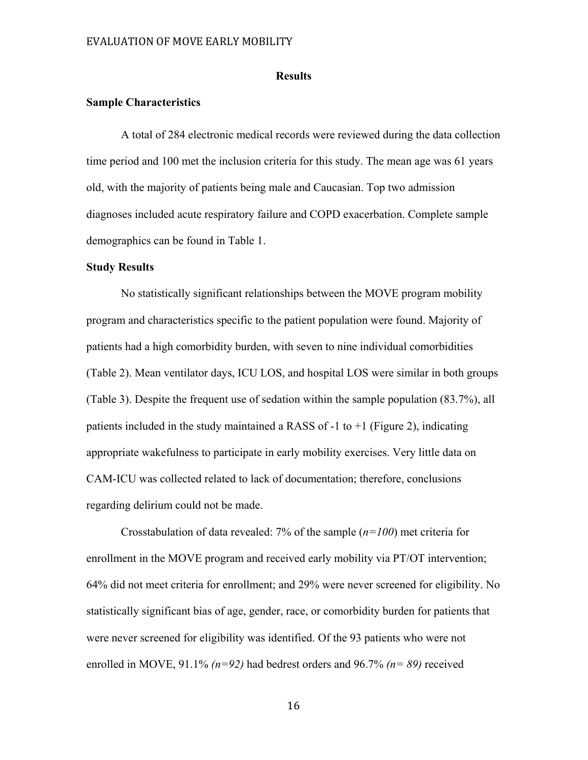# Results

## Sample Characteristics

A total of 284 electronic medical records were reviewed during the data collection time period and 100 met the inclusion criteria for this study. The mean age was 61 years old, with the majority of patients being male and Caucasian. Top two admission diagnoses included acute respiratory failure and COPD exacerbation. Complete sample demographics can be found in Table 1.

## Study Results

No statistically significant relationships between the MOVE program mobility program and characteristics specific to the patient population were found. Majority of patients had a high comorbidity burden, with seven to nine individual comorbidities (Table 2). Mean ventilator days, ICU LOS, and hospital LOS were similar in both groups (Table 3). Despite the frequent use of sedation within the sample population (83.7%), all patients included in the study maintained a RASS of -1 to +1 (Figure 2), indicating appropriate wakefulness to participate in early mobility exercises. Very little data on CAM-ICU was collected related to lack of documentation; therefore, conclusions regarding delirium could not be made.

Crosstabulation of data revealed: 7% of the sample (*n=100*) met criteria for enrollment in the MOVE program and received early mobility via PT/OT intervention; 64% did not meet criteria for enrollment; and 29% were never screened for eligibility. No statistically significant bias of age, gender, race, or comorbidity burden for patients that were never screened for eligibility was identified. Of the 93 patients who were not enrolled in MOVE, 91.1% *(n=92)* had bedrest orders and 96.7% *(n= 89)* received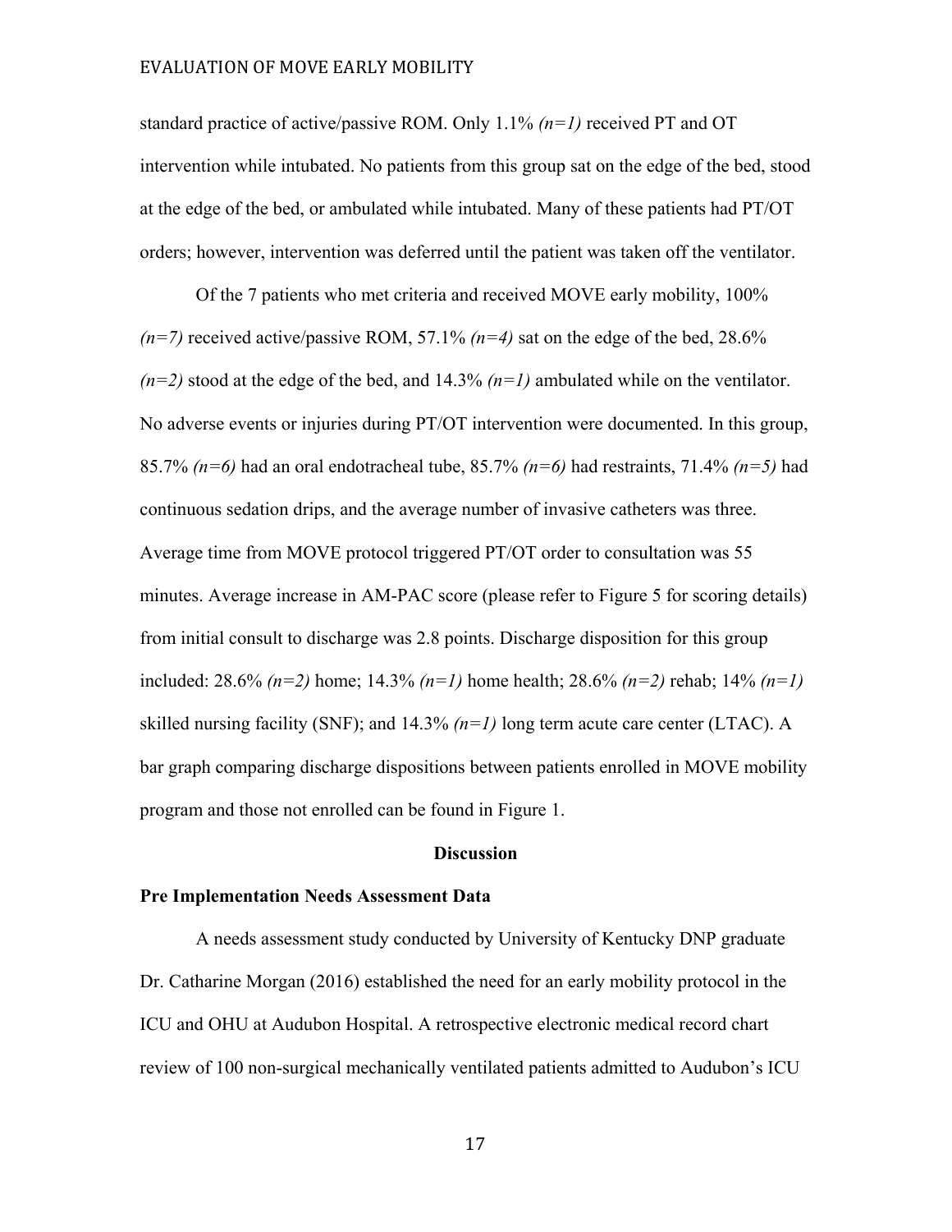standard practice of active/passive ROM. Only 1.1% *(n=1)* received PT and OT intervention while intubated. No patients from this group sat on the edge of the bed, stood at the edge of the bed, or ambulated while intubated. Many of these patients had PT/OT orders; however, intervention was deferred until the patient was taken off the ventilator.

Of the 7 patients who met criteria and received MOVE early mobility, 100% *(n=7)* received active/passive ROM, 57.1% *(n=4)* sat on the edge of the bed, 28.6% *(n=2)* stood at the edge of the bed, and 14.3% *(n=1)* ambulated while on the ventilator. No adverse events or injuries during PT/OT intervention were documented. In this group, 85.7% *(n=6)* had an oral endotracheal tube, 85.7% *(n=6)* had restraints, 71.4% *(n=5)* had continuous sedation drips, and the average number of invasive catheters was three. Average time from MOVE protocol triggered PT/OT order to consultation was 55 minutes. Average increase in AM-PAC score (please refer to Figure 5 for scoring details) from initial consult to discharge was 2.8 points. Discharge disposition for this group included: 28.6% *(n=2)* home; 14.3% *(n=1)* home health; 28.6% *(n=2)* rehab; 14% *(n=1)* skilled nursing facility (SNF); and 14.3% *(n=1)* long term acute care center (LTAC). A bar graph comparing discharge dispositions between patients enrolled in MOVE mobility program and those not enrolled can be found in Figure 1.

## Discussion

### Pre Implementation Needs Assessment Data

A needs assessment study conducted by University of Kentucky DNP graduate Dr. Catharine Morgan (2016) established the need for an early mobility protocol in the ICU and OHU at Audubon Hospital. A retrospective electronic medical record chart review of 100 non-surgical mechanically ventilated patients admitted to Audubon's ICU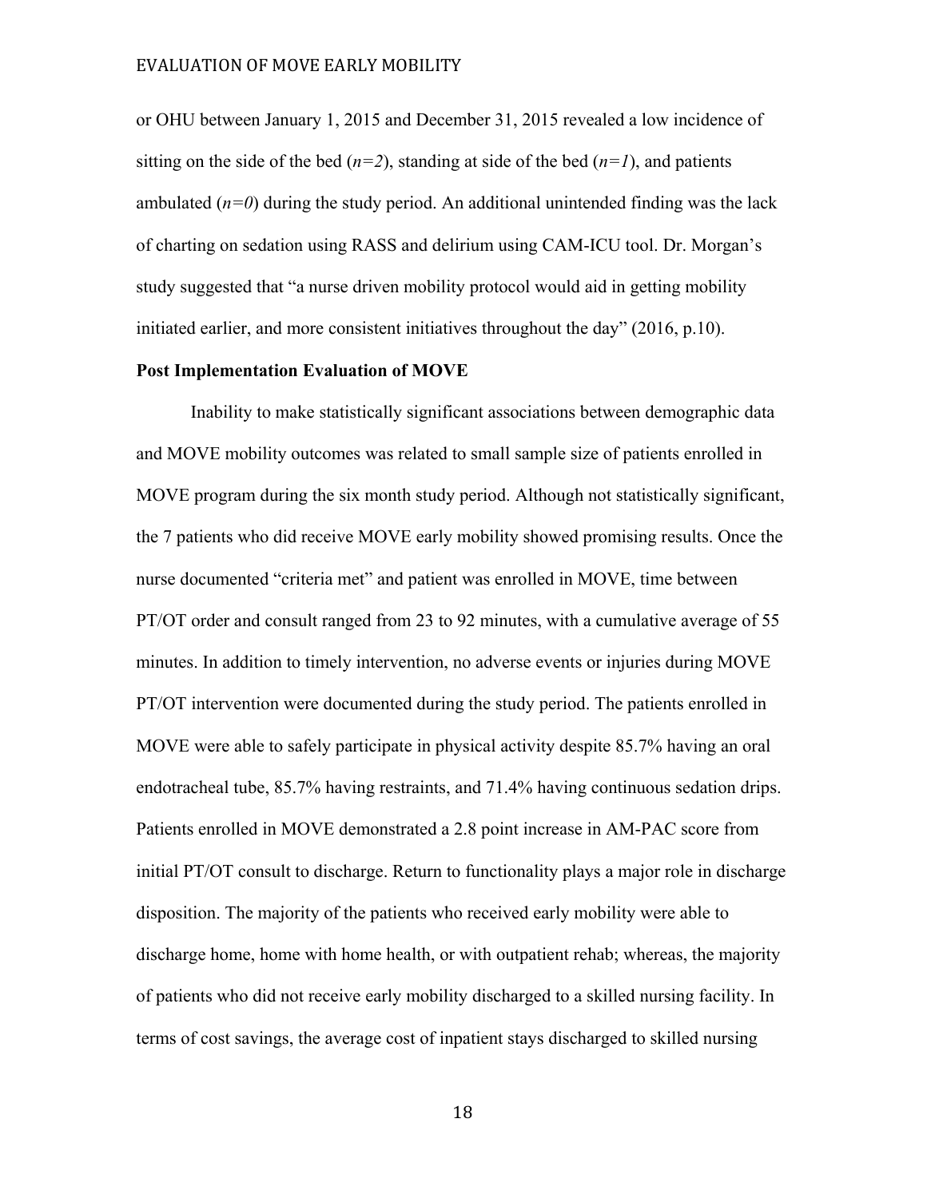or OHU between January 1, 2015 and December 31, 2015 revealed a low incidence of sitting on the side of the bed (*n=2*), standing at side of the bed (*n=1*), and patients ambulated (*n=0*) during the study period. An additional unintended finding was the lack of charting on sedation using RASS and delirium using CAM-ICU tool. Dr. Morgan's study suggested that "a nurse driven mobility protocol would aid in getting mobility initiated earlier, and more consistent initiatives throughout the day" (2016, p.10).

**Post Implementation Evaluation of MOVE**

Inability to make statistically significant associations between demographic data and MOVE mobility outcomes was related to small sample size of patients enrolled in MOVE program during the six month study period. Although not statistically significant, the 7 patients who did receive MOVE early mobility showed promising results. Once the nurse documented "criteria met" and patient was enrolled in MOVE, time between PT/OT order and consult ranged from 23 to 92 minutes, with a cumulative average of 55 minutes. In addition to timely intervention, no adverse events or injuries during MOVE PT/OT intervention were documented during the study period. The patients enrolled in MOVE were able to safely participate in physical activity despite 85.7% having an oral endotracheal tube, 85.7% having restraints, and 71.4% having continuous sedation drips. Patients enrolled in MOVE demonstrated a 2.8 point increase in AM-PAC score from initial PT/OT consult to discharge. Return to functionality plays a major role in discharge disposition. The majority of the patients who received early mobility were able to discharge home, home with home health, or with outpatient rehab; whereas, the majority of patients who did not receive early mobility discharged to a skilled nursing facility. In terms of cost savings, the average cost of inpatient stays discharged to skilled nursing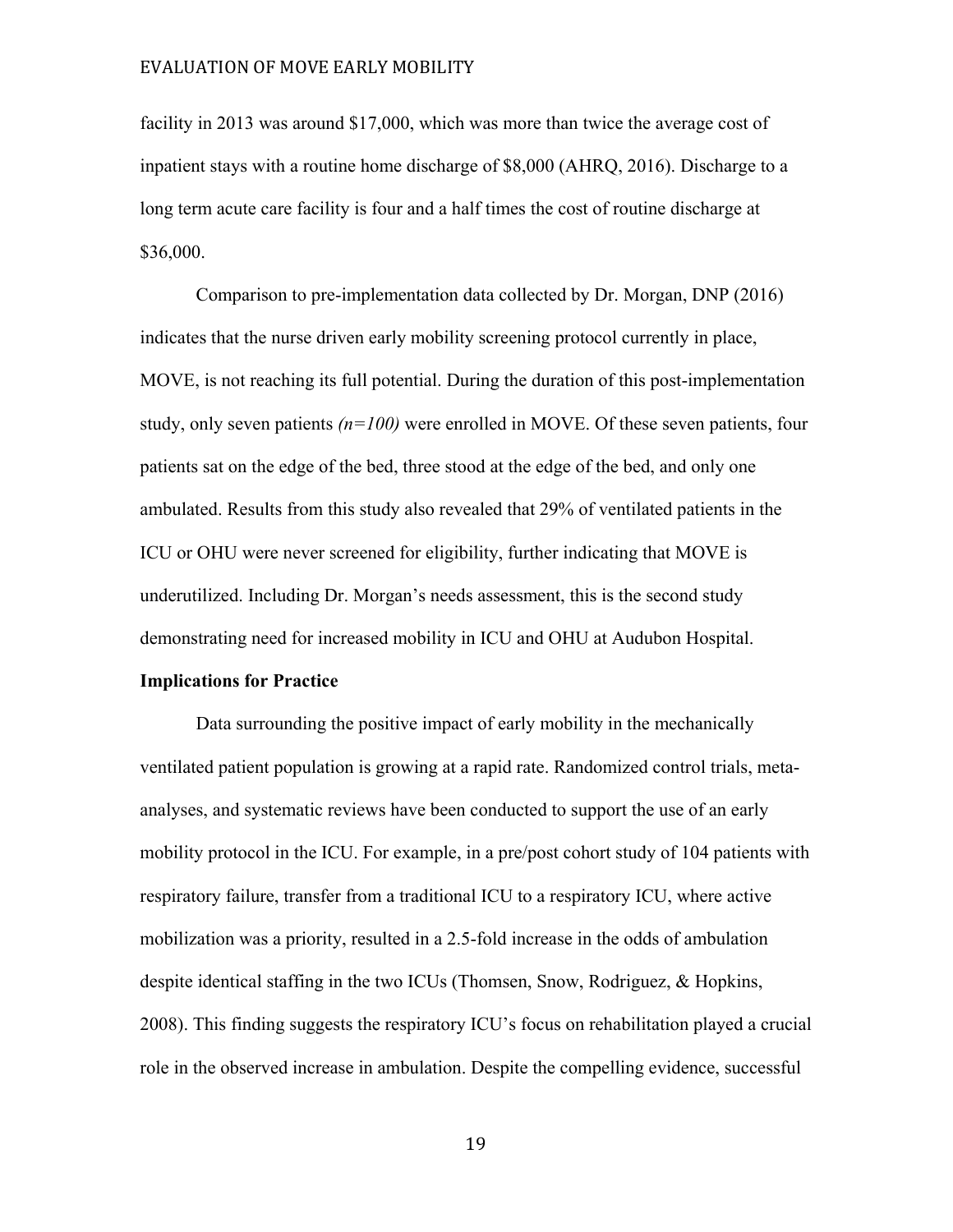facility in 2013 was around $17,000, which was more than twice the average cost of inpatient stays with a routine home discharge of $8,000 (AHRQ, 2016). Discharge to a long term acute care facility is four and a half times the cost of routine discharge at $36,000.

Comparison to pre-implementation data collected by Dr. Morgan, DNP (2016) indicates that the nurse driven early mobility screening protocol currently in place, MOVE, is not reaching its full potential. During the duration of this post-implementation study, only seven patients *(n=100)* were enrolled in MOVE. Of these seven patients, four patients sat on the edge of the bed, three stood at the edge of the bed, and only one ambulated. Results from this study also revealed that 29% of ventilated patients in the ICU or OHU were never screened for eligibility, further indicating that MOVE is underutilized. Including Dr. Morgan's needs assessment, this is the second study demonstrating need for increased mobility in ICU and OHU at Audubon Hospital.

**Implications for Practice**

Data surrounding the positive impact of early mobility in the mechanically ventilated patient population is growing at a rapid rate. Randomized control trials, meta-analyses, and systematic reviews have been conducted to support the use of an early mobility protocol in the ICU. For example, in a pre/post cohort study of 104 patients with respiratory failure, transfer from a traditional ICU to a respiratory ICU, where active mobilization was a priority, resulted in a 2.5-fold increase in the odds of ambulation despite identical staffing in the two ICUs (Thomsen, Snow, Rodriguez, & Hopkins, 2008). This finding suggests the respiratory ICU's focus on rehabilitation played a crucial role in the observed increase in ambulation. Despite the compelling evidence, successful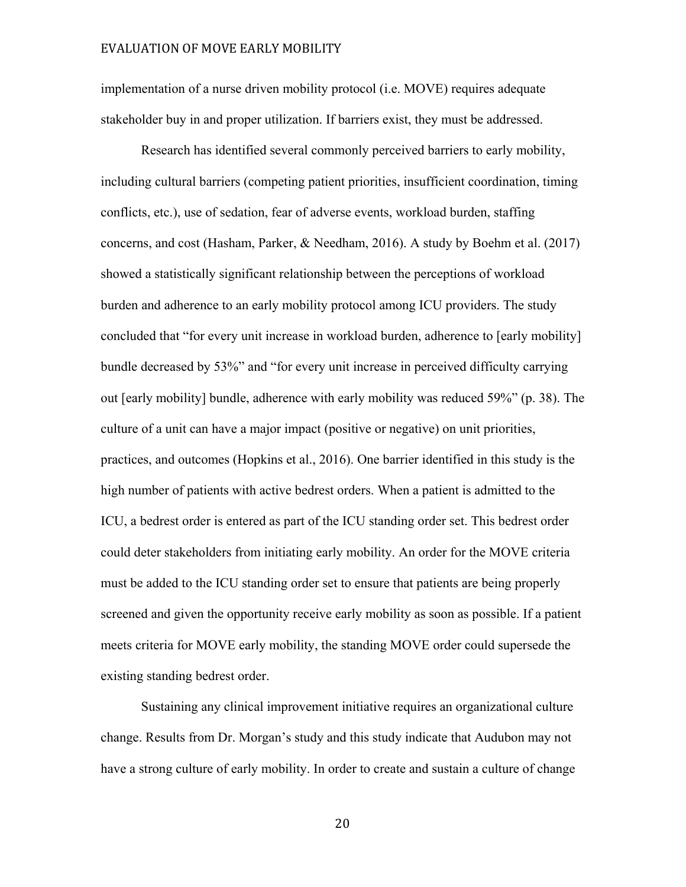implementation of a nurse driven mobility protocol (i.e. MOVE) requires adequate stakeholder buy in and proper utilization. If barriers exist, they must be addressed.

Research has identified several commonly perceived barriers to early mobility, including cultural barriers (competing patient priorities, insufficient coordination, timing conflicts, etc.), use of sedation, fear of adverse events, workload burden, staffing concerns, and cost (Hasham, Parker, & Needham, 2016). A study by Boehm et al. (2017) showed a statistically significant relationship between the perceptions of workload burden and adherence to an early mobility protocol among ICU providers. The study concluded that "for every unit increase in workload burden, adherence to [early mobility] bundle decreased by 53%" and "for every unit increase in perceived difficulty carrying out [early mobility] bundle, adherence with early mobility was reduced 59%" (p. 38). The culture of a unit can have a major impact (positive or negative) on unit priorities, practices, and outcomes (Hopkins et al., 2016). One barrier identified in this study is the high number of patients with active bedrest orders. When a patient is admitted to the ICU, a bedrest order is entered as part of the ICU standing order set. This bedrest order could deter stakeholders from initiating early mobility. An order for the MOVE criteria must be added to the ICU standing order set to ensure that patients are being properly screened and given the opportunity receive early mobility as soon as possible. If a patient meets criteria for MOVE early mobility, the standing MOVE order could supersede the existing standing bedrest order.

Sustaining any clinical improvement initiative requires an organizational culture change. Results from Dr. Morgan's study and this study indicate that Audubon may not have a strong culture of early mobility. In order to create and sustain a culture of change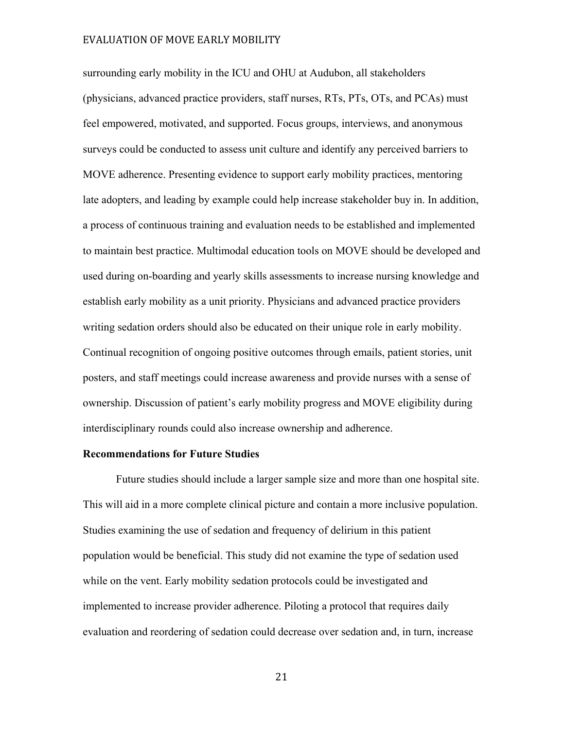surrounding early mobility in the ICU and OHU at Audubon, all stakeholders (physicians, advanced practice providers, staff nurses, RTs, PTs, OTs, and PCAs) must feel empowered, motivated, and supported. Focus groups, interviews, and anonymous surveys could be conducted to assess unit culture and identify any perceived barriers to MOVE adherence. Presenting evidence to support early mobility practices, mentoring late adopters, and leading by example could help increase stakeholder buy in. In addition, a process of continuous training and evaluation needs to be established and implemented to maintain best practice. Multimodal education tools on MOVE should be developed and used during on-boarding and yearly skills assessments to increase nursing knowledge and establish early mobility as a unit priority. Physicians and advanced practice providers writing sedation orders should also be educated on their unique role in early mobility. Continual recognition of ongoing positive outcomes through emails, patient stories, unit posters, and staff meetings could increase awareness and provide nurses with a sense of ownership. Discussion of patient's early mobility progress and MOVE eligibility during interdisciplinary rounds could also increase ownership and adherence.

**Recommendations for Future Studies**

Future studies should include a larger sample size and more than one hospital site. This will aid in a more complete clinical picture and contain a more inclusive population. Studies examining the use of sedation and frequency of delirium in this patient population would be beneficial. This study did not examine the type of sedation used while on the vent. Early mobility sedation protocols could be investigated and implemented to increase provider adherence. Piloting a protocol that requires daily evaluation and reordering of sedation could decrease over sedation and, in turn, increase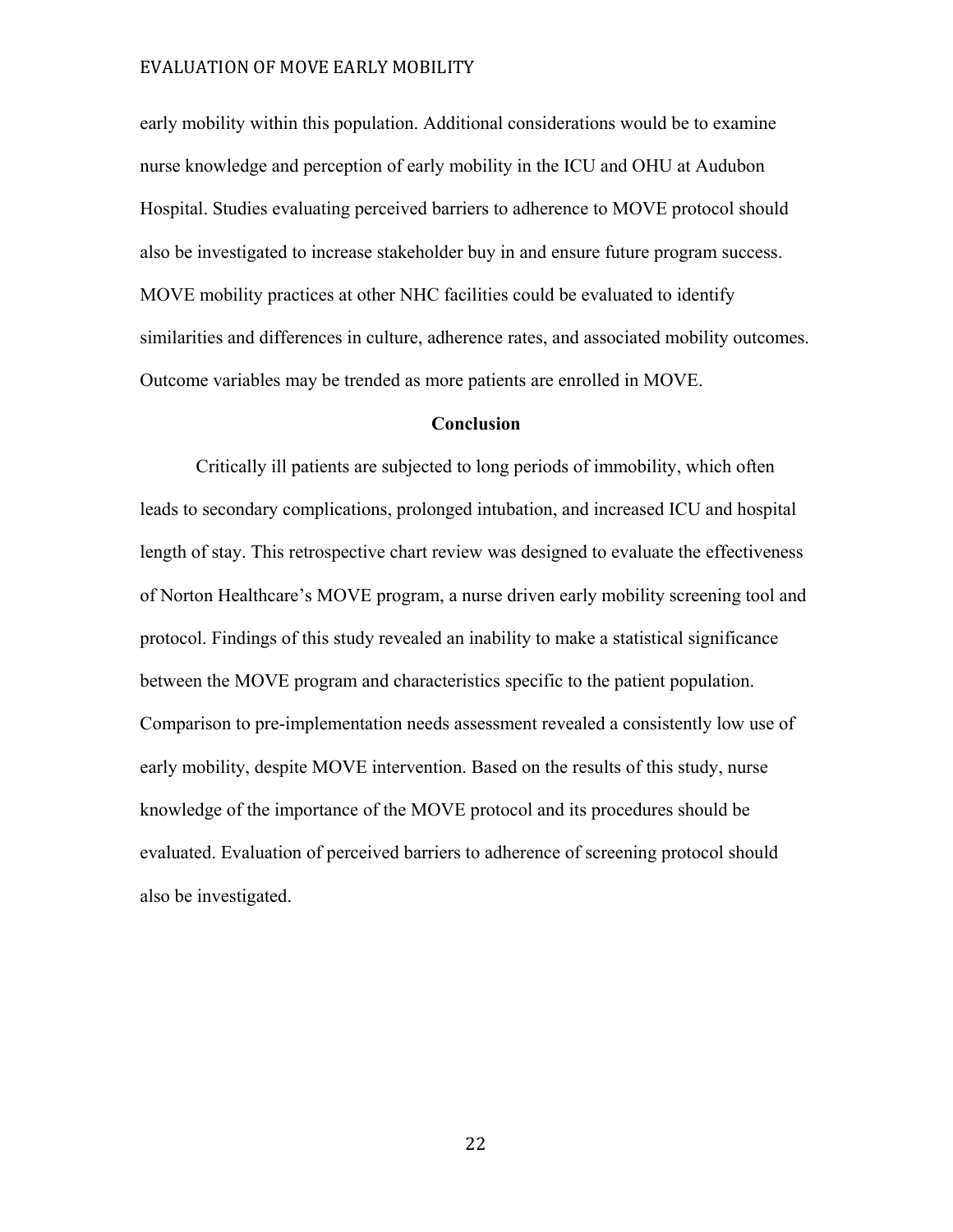early mobility within this population. Additional considerations would be to examine nurse knowledge and perception of early mobility in the ICU and OHU at Audubon Hospital. Studies evaluating perceived barriers to adherence to MOVE protocol should also be investigated to increase stakeholder buy in and ensure future program success. MOVE mobility practices at other NHC facilities could be evaluated to identify similarities and differences in culture, adherence rates, and associated mobility outcomes. Outcome variables may be trended as more patients are enrolled in MOVE.

## Conclusion

Critically ill patients are subjected to long periods of immobility, which often leads to secondary complications, prolonged intubation, and increased ICU and hospital length of stay. This retrospective chart review was designed to evaluate the effectiveness of Norton Healthcare's MOVE program, a nurse driven early mobility screening tool and protocol. Findings of this study revealed an inability to make a statistical significance between the MOVE program and characteristics specific to the patient population. Comparison to pre-implementation needs assessment revealed a consistently low use of early mobility, despite MOVE intervention. Based on the results of this study, nurse knowledge of the importance of the MOVE protocol and its procedures should be evaluated. Evaluation of perceived barriers to adherence of screening protocol should also be investigated.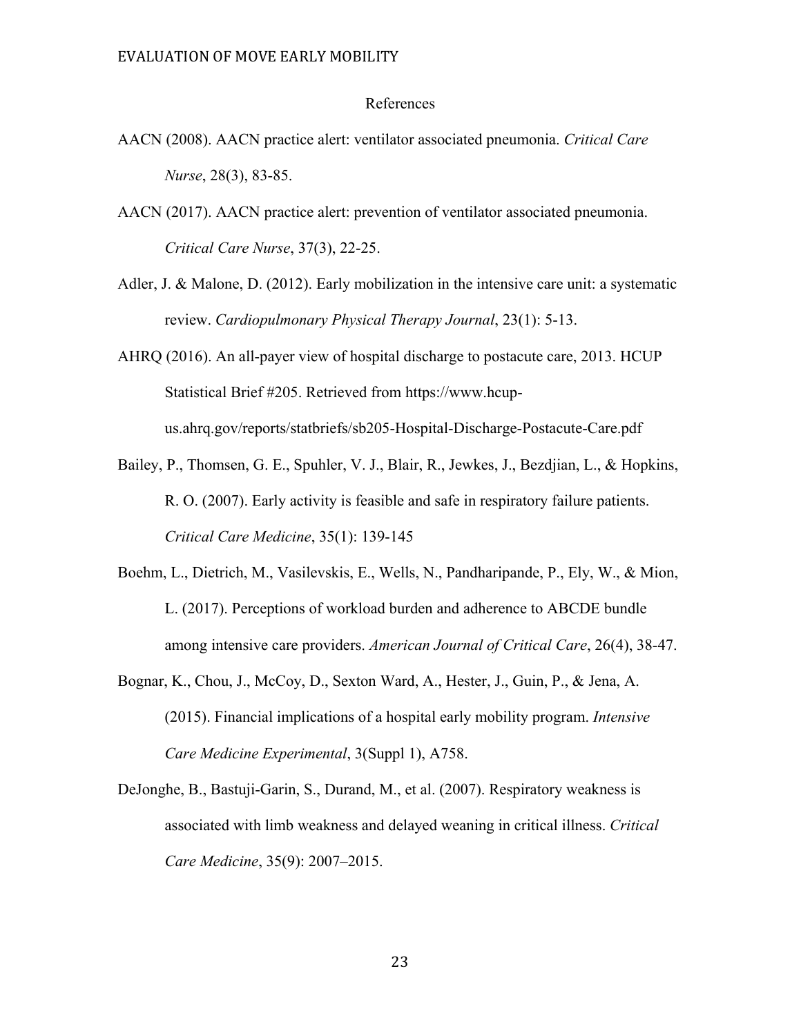# References

AACN (2008). AACN practice alert: ventilator associated pneumonia. *Critical Care Nurse*, 28(3), 83-85.

AACN (2017). AACN practice alert: prevention of ventilator associated pneumonia. *Critical Care Nurse*, 37(3), 22-25.

Adler, J. & Malone, D. (2012). Early mobilization in the intensive care unit: a systematic review. *Cardiopulmonary Physical Therapy Journal*, 23(1): 5-13.

AHRQ (2016). An all-payer view of hospital discharge to postacute care, 2013. HCUP Statistical Brief #205. Retrieved from https://www.hcup-us.ahrq.gov/reports/statbriefs/sb205-Hospital-Discharge-Postacute-Care.pdf

Bailey, P., Thomsen, G. E., Spuhler, V. J., Blair, R., Jewkes, J., Bezdjian, L., & Hopkins, R. O. (2007). Early activity is feasible and safe in respiratory failure patients. *Critical Care Medicine*, 35(1): 139-145

Boehm, L., Dietrich, M., Vasilevskis, E., Wells, N., Pandharipande, P., Ely, W., & Mion, L. (2017). Perceptions of workload burden and adherence to ABCDE bundle among intensive care providers. *American Journal of Critical Care*, 26(4), 38-47.

Bognar, K., Chou, J., McCoy, D., Sexton Ward, A., Hester, J., Guin, P., & Jena, A. (2015). Financial implications of a hospital early mobility program. *Intensive Care Medicine Experimental*, 3(Suppl 1), A758.

DeJonghe, B., Bastuji-Garin, S., Durand, M., et al. (2007). Respiratory weakness is associated with limb weakness and delayed weaning in critical illness. *Critical Care Medicine*, 35(9): 2007–2015.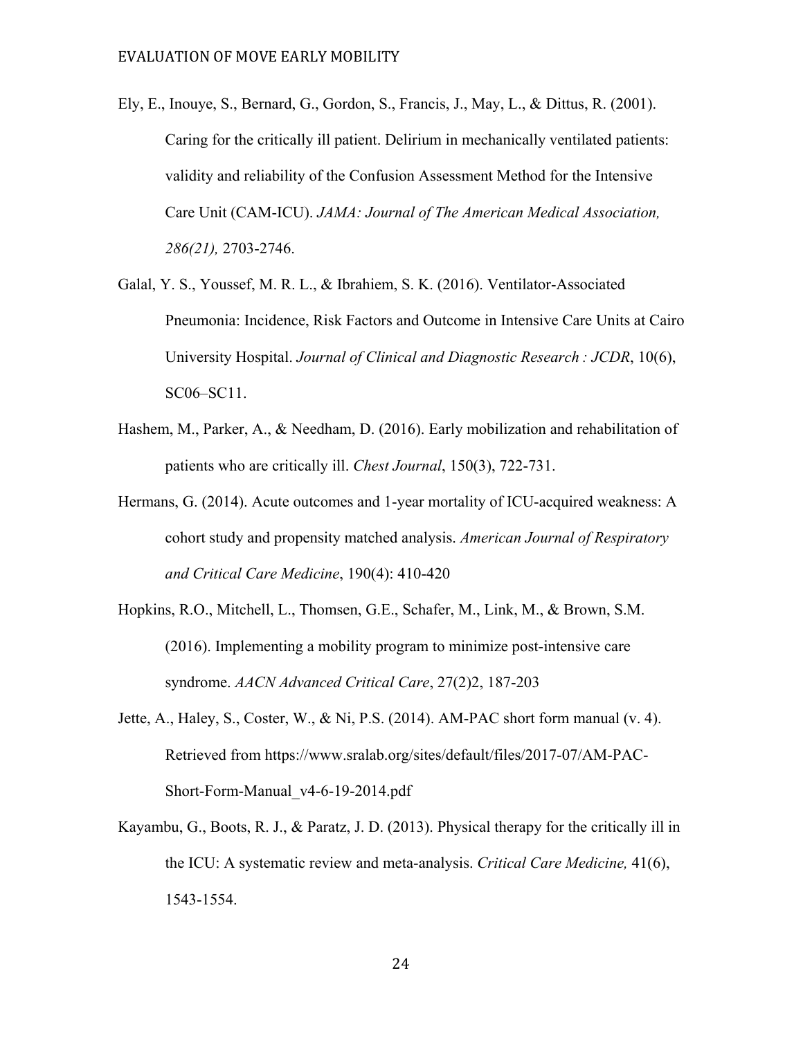Ely, E., Inouye, S., Bernard, G., Gordon, S., Francis, J., May, L., & Dittus, R. (2001). Caring for the critically ill patient. Delirium in mechanically ventilated patients: validity and reliability of the Confusion Assessment Method for the Intensive Care Unit (CAM-ICU). *JAMA: Journal of The American Medical Association, 286(21),* 2703-2746.

Galal, Y. S., Youssef, M. R. L., & Ibrahiem, S. K. (2016). Ventilator-Associated Pneumonia: Incidence, Risk Factors and Outcome in Intensive Care Units at Cairo University Hospital. *Journal of Clinical and Diagnostic Research : JCDR*, 10(6), SC06–SC11.

Hashem, M., Parker, A., & Needham, D. (2016). Early mobilization and rehabilitation of patients who are critically ill. *Chest Journal*, 150(3), 722-731.

Hermans, G. (2014). Acute outcomes and 1-year mortality of ICU-acquired weakness: A cohort study and propensity matched analysis. *American Journal of Respiratory and Critical Care Medicine*, 190(4): 410-420

Hopkins, R.O., Mitchell, L., Thomsen, G.E., Schafer, M., Link, M., & Brown, S.M. (2016). Implementing a mobility program to minimize post-intensive care syndrome. *AACN Advanced Critical Care*, 27(2)2, 187-203

Jette, A., Haley, S., Coster, W., & Ni, P.S. (2014). AM-PAC short form manual (v. 4). Retrieved from https://www.sralab.org/sites/default/files/2017-07/AM-PAC-Short-Form-Manual_v4-6-19-2014.pdf

Kayambu, G., Boots, R. J., & Paratz, J. D. (2013). Physical therapy for the critically ill in the ICU: A systematic review and meta-analysis. *Critical Care Medicine,* 41(6), 1543-1554.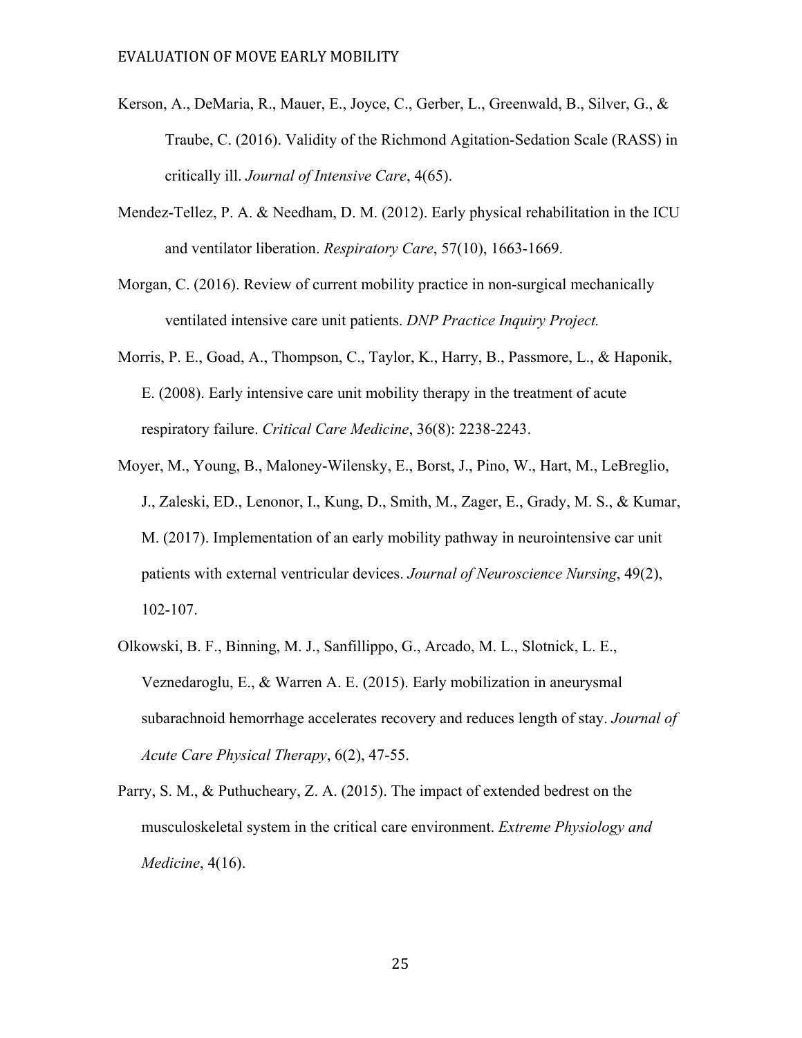Kerson, A., DeMaria, R., Mauer, E., Joyce, C., Gerber, L., Greenwald, B., Silver, G., & Traube, C. (2016). Validity of the Richmond Agitation-Sedation Scale (RASS) in critically ill. *Journal of Intensive Care*, 4(65).

Mendez-Tellez, P. A. & Needham, D. M. (2012). Early physical rehabilitation in the ICU and ventilator liberation. *Respiratory Care*, 57(10), 1663-1669.

Morgan, C. (2016). Review of current mobility practice in non-surgical mechanically ventilated intensive care unit patients. *DNP Practice Inquiry Project.*

Morris, P. E., Goad, A., Thompson, C., Taylor, K., Harry, B., Passmore, L., & Haponik, E. (2008). Early intensive care unit mobility therapy in the treatment of acute respiratory failure. *Critical Care Medicine*, 36(8): 2238-2243.

Moyer, M., Young, B., Maloney-Wilensky, E., Borst, J., Pino, W., Hart, M., LeBreglio, J., Zaleski, ED., Lenonor, I., Kung, D., Smith, M., Zager, E., Grady, M. S., & Kumar, M. (2017). Implementation of an early mobility pathway in neurointensive car unit patients with external ventricular devices. *Journal of Neuroscience Nursing*, 49(2), 102-107.

Olkowski, B. F., Binning, M. J., Sanfillippo, G., Arcado, M. L., Slotnick, L. E., Veznedaroglu, E., & Warren A. E. (2015). Early mobilization in aneurysmal subarachnoid hemorrhage accelerates recovery and reduces length of stay. *Journal of Acute Care Physical Therapy*, 6(2), 47-55.

Parry, S. M., & Puthucheary, Z. A. (2015). The impact of extended bedrest on the musculoskeletal system in the critical care environment. *Extreme Physiology and Medicine*, 4(16).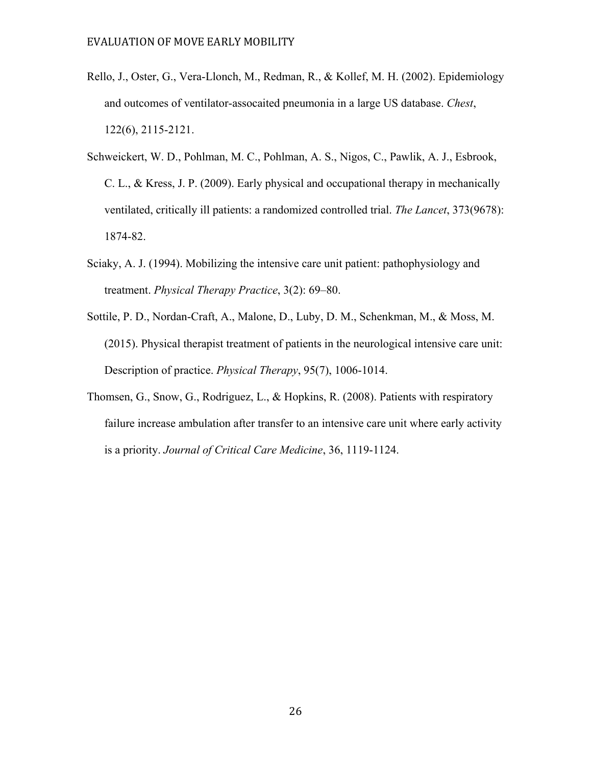Rello, J., Oster, G., Vera-Llonch, M., Redman, R., & Kollef, M. H. (2002). Epidemiology and outcomes of ventilator-assocaited pneumonia in a large US database. *Chest*, 122(6), 2115-2121.

Schweickert, W. D., Pohlman, M. C., Pohlman, A. S., Nigos, C., Pawlik, A. J., Esbrook, C. L., & Kress, J. P. (2009). Early physical and occupational therapy in mechanically ventilated, critically ill patients: a randomized controlled trial. *The Lancet*, 373(9678): 1874-82.

Sciaky, A. J. (1994). Mobilizing the intensive care unit patient: pathophysiology and treatment. *Physical Therapy Practice*, 3(2): 69–80.

Sottile, P. D., Nordan-Craft, A., Malone, D., Luby, D. M., Schenkman, M., & Moss, M. (2015). Physical therapist treatment of patients in the neurological intensive care unit: Description of practice. *Physical Therapy*, 95(7), 1006-1014.

Thomsen, G., Snow, G., Rodriguez, L., & Hopkins, R. (2008). Patients with respiratory failure increase ambulation after transfer to an intensive care unit where early activity is a priority. *Journal of Critical Care Medicine*, 36, 1119-1124.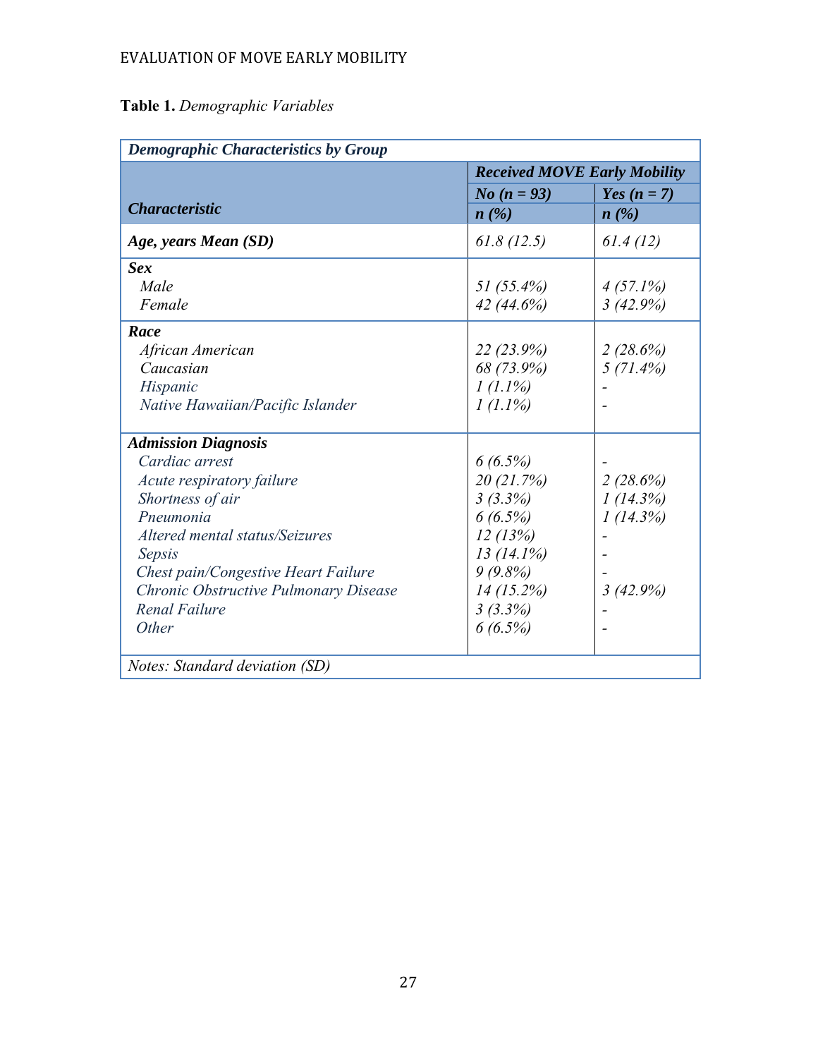**Table 1.** *Demographic Variables*

| *Demographic Characteristics by Group* | | |
|---|---|---|
| | ***Received MOVE Early Mobility*** | |
| ***Characteristic*** | ***No (n = 93)*** ***n (%)*** | ***Yes (n = 7)*** ***n (%)*** |
| ***Age, years Mean (SD)*** | *61.8 (12.5)* | *61.4 (12)* |
| ***Sex*** | | |
| *Male* | *51 (55.4%)* | *4 (57.1%)* |
| *Female* | *42 (44.6%)* | *3 (42.9%)* |
| ***Race*** | | |
| *African American* | *22 (23.9%)* | *2 (28.6%)* |
| *Caucasian* | *68 (73.9%)* | *5 (71.4%)* |
| *Hispanic* | *1 (1.1%)* | *-* |
| *Native Hawaiian/Pacific Islander* | *1 (1.1%)* | *-* |
| ***Admission Diagnosis*** | | |
| *Cardiac arrest* | *6 (6.5%)* | *-* |
| *Acute respiratory failure* | *20 (21.7%)* | *2 (28.6%)* |
| *Shortness of air* | *3 (3.3%)* | *1 (14.3%)* |
| *Pneumonia* | *6 (6.5%)* | *1 (14.3%)* |
| *Altered mental status/Seizures* | *12 (13%)* | *-* |
| *Sepsis* | *13 (14.1%)* | *-* |
| *Chest pain/Congestive Heart Failure* | *9 (9.8%)* | *-* |
| *Chronic Obstructive Pulmonary Disease* | *14 (15.2%)* | *3 (42.9%)* |
| *Renal Failure* | *3 (3.3%)* | *-* |
| *Other* | *6 (6.5%)* | *-* |
| *Notes: Standard deviation (SD)* | | |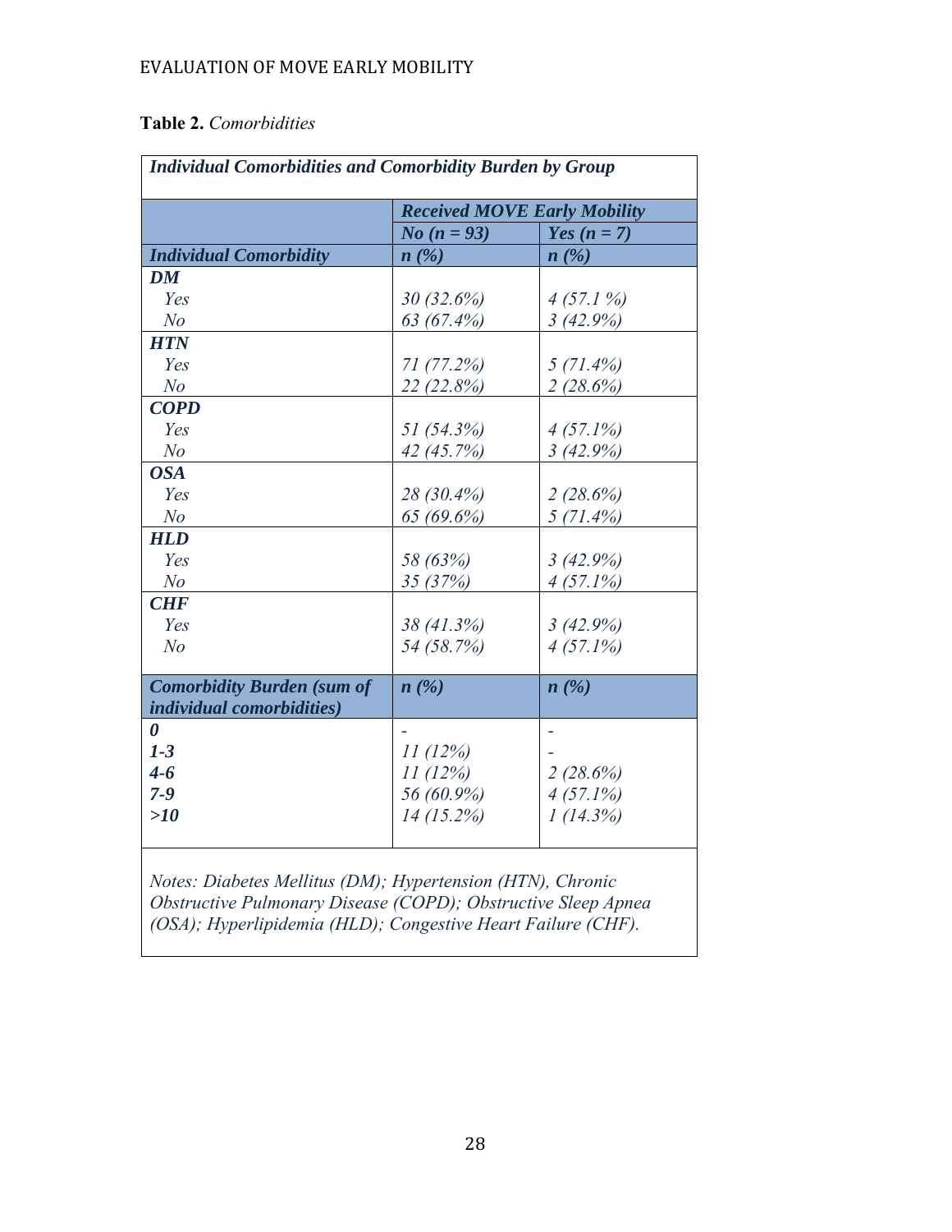**Table 2.** *Comorbidities*

| *Individual Comorbidities and Comorbidity Burden by Group* | | |
|---|---|---|
| | ***Received MOVE Early Mobility*** | |
| | ***No (n = 93)*** | ***Yes (n = 7)*** |
| ***Individual Comorbidity*** | ***n (%)*** | ***n (%)*** |
| ***DM*** | | |
| *Yes* | *30 (32.6%)* | *4 (57.1 %)* |
| *No* | *63 (67.4%)* | *3 (42.9%)* |
| ***HTN*** | | |
| *Yes* | *71 (77.2%)* | *5 (71.4%)* |
| *No* | *22 (22.8%)* | *2 (28.6%)* |
| ***COPD*** | | |
| *Yes* | *51 (54.3%)* | *4 (57.1%)* |
| *No* | *42 (45.7%)* | *3 (42.9%)* |
| ***OSA*** | | |
| *Yes* | *28 (30.4%)* | *2 (28.6%)* |
| *No* | *65 (69.6%)* | *5 (71.4%)* |
| ***HLD*** | | |
| *Yes* | *58 (63%)* | *3 (42.9%)* |
| *No* | *35 (37%)* | *4 (57.1%)* |
| ***CHF*** | | |
| *Yes* | *38 (41.3%)* | *3 (42.9%)* |
| *No* | *54 (58.7%)* | *4 (57.1%)* |
| ***Comorbidity Burden (sum of individual comorbidities)*** | ***n (%)*** | ***n (%)*** |
| ***0*** | - | - |
| ***1-3*** | *11 (12%)* | - |
| ***4-6*** | *11 (12%)* | *2 (28.6%)* |
| ***7-9*** | *56 (60.9%)* | *4 (57.1%)* |
| ***>10*** | *14 (15.2%)* | *1 (14.3%)* |

*Notes: Diabetes Mellitus (DM); Hypertension (HTN), Chronic Obstructive Pulmonary Disease (COPD); Obstructive Sleep Apnea (OSA); Hyperlipidemia (HLD); Congestive Heart Failure (CHF).*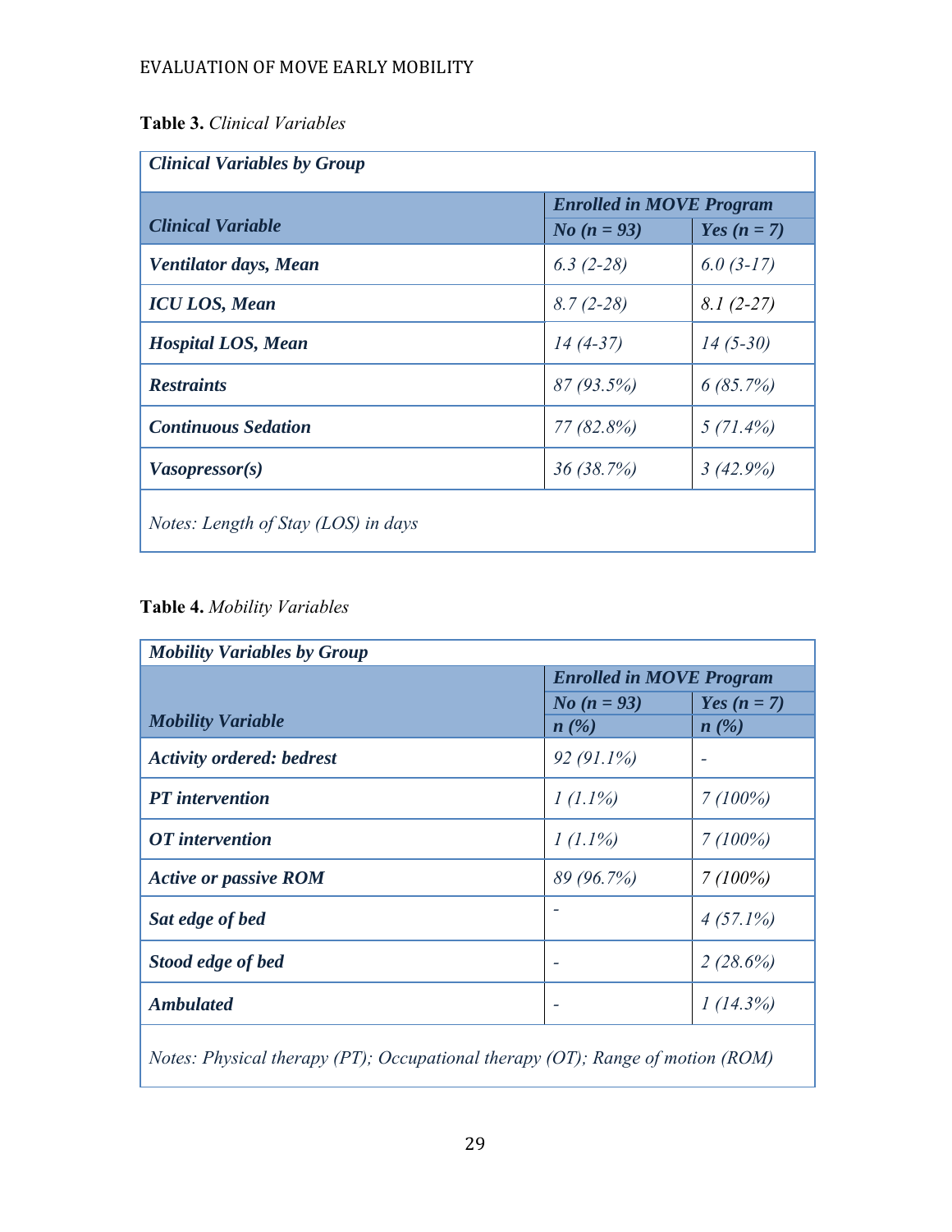**Table 3.** *Clinical Variables*

| *Clinical Variables by Group* | | |
|---|---|---|
| | ***Enrolled in MOVE Program*** | |
| ***Clinical Variable*** | ***No (n = 93)*** | ***Yes (n = 7)*** |
| ***Ventilator days, Mean*** | *6.3 (2-28)* | *6.0 (3-17)* |
| ***ICU LOS, Mean*** | *8.7 (2-28)* | *8.1 (2-27)* |
| ***Hospital LOS, Mean*** | *14 (4-37)* | *14 (5-30)* |
| ***Restraints*** | *87 (93.5%)* | *6 (85.7%)* |
| ***Continuous Sedation*** | *77 (82.8%)* | *5 (71.4%)* |
| ***Vasopressor(s)*** | *36 (38.7%)* | *3 (42.9%)* |

*Notes: Length of Stay (LOS) in days*

**Table 4.** *Mobility Variables*

| *Mobility Variables by Group* | | |
|---|---|---|
| | ***Enrolled in MOVE Program*** | |
| | ***No (n = 93)*** | ***Yes (n = 7)*** |
| ***Mobility Variable*** | ***n (%)*** | ***n (%)*** |
| ***Activity ordered: bedrest*** | *92 (91.1%)* | - |
| ***PT intervention*** | *1 (1.1%)* | *7 (100%)* |
| ***OT intervention*** | *1 (1.1%)* | *7 (100%)* |
| ***Active or passive ROM*** | *89 (96.7%)* | *7 (100%)* |
| ***Sat edge of bed*** | - | *4 (57.1%)* |
| ***Stood edge of bed*** | - | *2 (28.6%)* |
| ***Ambulated*** | - | *1 (14.3%)* |

*Notes: Physical therapy (PT); Occupational therapy (OT); Range of motion (ROM)*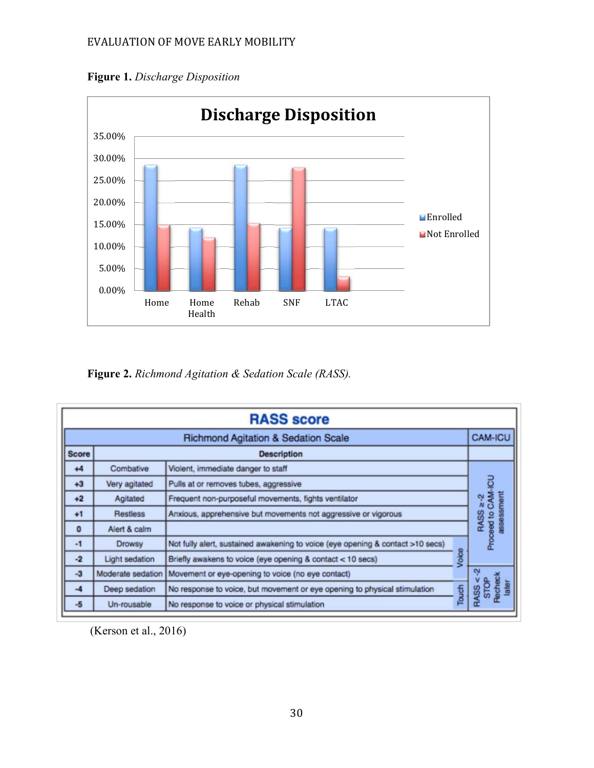**Figure 1.** *Discharge Disposition*

**Figure 2.** *Richmond Agitation & Sedation Scale (RASS).*

| Score | | Description | CAM-ICU |
|---|---|---|---|
| +4 | Combative | Violent, immediate danger to staff | RASS ≥ -2 Proceed to CAM-ICU assessment |
| +3 | Very agitated | Pulls at or removes tubes, aggressive | |
| +2 | Agitated | Frequent non-purposeful movements, fights ventilator | |
| +1 | Restless | Anxious, apprehensive but movements not aggressive or vigorous | |
| 0 | Alert & calm | | |
| -1 | Drowsy | Not fully alert, sustained awakening to voice (eye opening & contact >10 secs) (Voice) | |
| -2 | Light sedation | Briefly awakens to voice (eye opening & contact < 10 secs) (Voice) | |
| -3 | Moderate sedation | Movement or eye-opening to voice (no eye contact) (Voice) | RASS < -2 STOP Recheck later |
| -4 | Deep sedation | No response to voice, but movement or eye opening to physical stimulation (Touch) | |
| -5 | Un-rousable | No response to voice or physical stimulation (Touch) | |

(Kerson et al., 2016)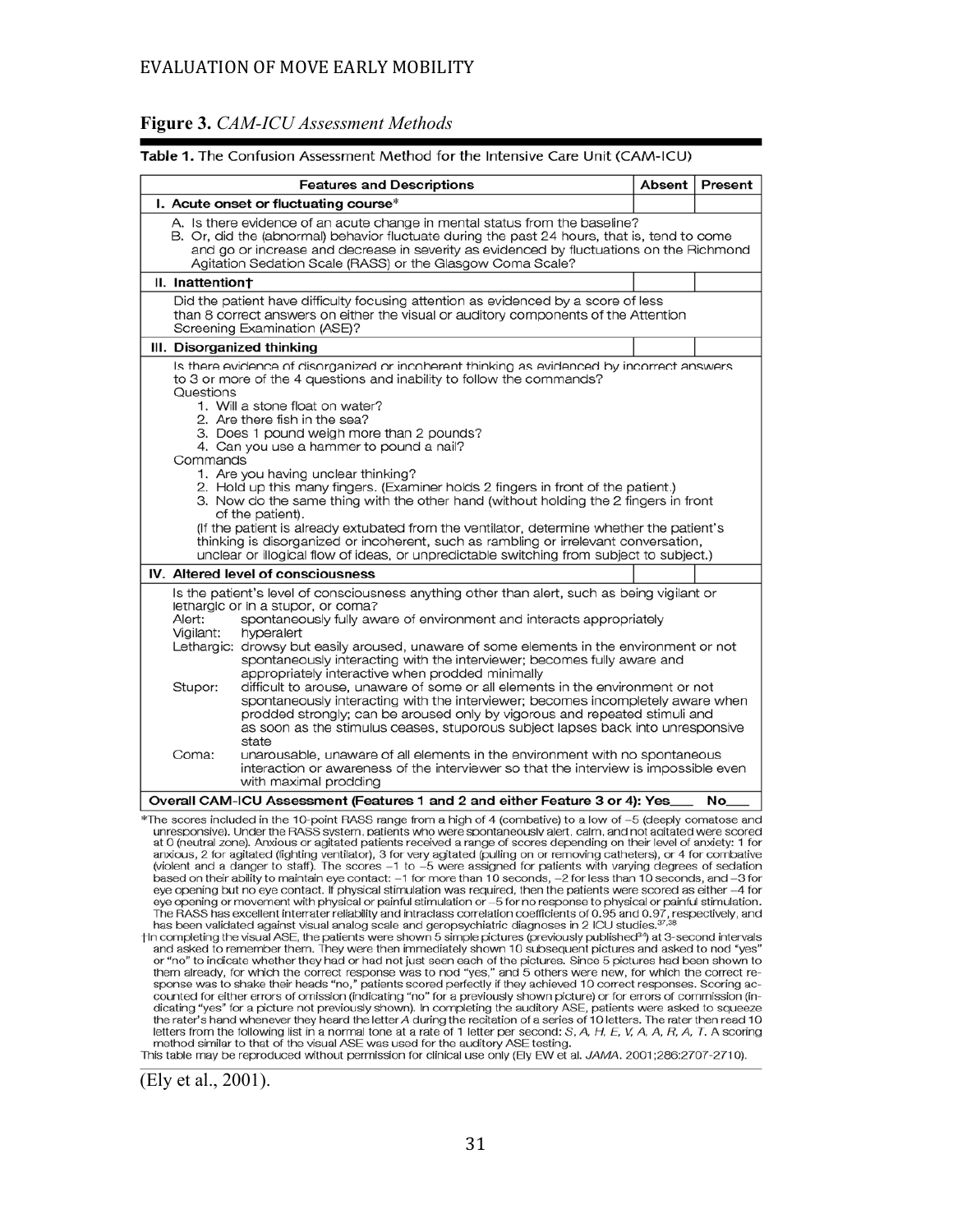**Figure 3.** *CAM-ICU Assessment Methods*

**Table 1.** The Confusion Assessment Method for the Intensive Care Unit (CAM-ICU)

| Features and Descriptions | Absent | Present |
|---|---|---|
| **I. Acute onset or fluctuating course*** | | |
| A. Is there evidence of an acute change in mental status from the baseline?<br>B. Or, did the (abnormal) behavior fluctuate during the past 24 hours, that is, tend to come and go or increase and decrease in severity as evidenced by fluctuations on the Richmond Agitation Sedation Scale (RASS) or the Glasgow Coma Scale? | | |
| **II. Inattention†** | | |
| Did the patient have difficulty focusing attention as evidenced by a score of less than 8 correct answers on either the visual or auditory components of the Attention Screening Examination (ASE)? | | |
| **III. Disorganized thinking** | | |
| Is there evidence of disorganized or incoherent thinking as evidenced by incorrect answers to 3 or more of the 4 questions and inability to follow the commands?<br>Questions<br>1. Will a stone float on water?<br>2. Are there fish in the sea?<br>3. Does 1 pound weigh more than 2 pounds?<br>4. Can you use a hammer to pound a nail?<br>Commands<br>1. Are you having unclear thinking?<br>2. Hold up this many fingers. (Examiner holds 2 fingers in front of the patient.)<br>3. Now do the same thing with the other hand (without holding the 2 fingers in front of the patient).<br>(If the patient is already extubated from the ventilator, determine whether the patient's thinking is disorganized or incoherent, such as rambling or irrelevant conversation, unclear or illogical flow of ideas, or unpredictable switching from subject to subject.) | | |
| **IV. Altered level of consciousness** | | |
| Is the patient's level of consciousness anything other than alert, such as being vigilant or lethargic or in a stupor, or coma?<br>Alert: spontaneously fully aware of environment and interacts appropriately<br>Vigilant: hyperalert<br>Lethargic: drowsy but easily aroused, unaware of some elements in the environment or not spontaneously interacting with the interviewer; becomes fully aware and appropriately interactive when prodded minimally<br>Stupor: difficult to arouse, unaware of some or all elements in the environment or not spontaneously interacting with the interviewer; becomes incompletely aware when prodded strongly; can be aroused only by vigorous and repeated stimuli and as soon as the stimulus ceases, stuporous subject lapses back into unresponsive state<br>Coma: unarousable, unaware of all elements in the environment with no spontaneous interaction or awareness of the interviewer so that the interview is impossible even with maximal prodding | | |
| **Overall CAM-ICU Assessment (Features 1 and 2 and either Feature 3 or 4): Yes___ No___** | | |

*The scores included in the 10-point RASS range from a high of 4 (combative) to a low of −5 (deeply comatose and unresponsive). Under the RASS system, patients who were spontaneously alert, calm, and not agitated were scored at 0 (neutral zone). Anxious or agitated patients received a range of scores depending on their level of anxiety: 1 for anxious, 2 for agitated (fighting ventilator), 3 for very agitated (pulling on or removing catheters), or 4 for combative (violent and a danger to staff). The scores −1 to −5 were assigned for patients with varying degrees of sedation based on their ability to maintain eye contact: −1 for more than 10 seconds, −2 for less than 10 seconds, and −3 for eye opening but no eye contact. If physical stimulation was required, then the patients were scored as either −4 for eye opening or movement with physical or painful stimulation or −5 for no response to physical or painful stimulation. The RASS has excellent interrater reliability and intraclass correlation coefficients of 0.95 and 0.97, respectively, and has been validated against visual analog scale and geropsychiatric diagnoses in 2 ICU studies.[37,38]

†In completing the visual ASE, the patients were shown 5 simple pictures (previously published[34]) at 3-second intervals and asked to remember them. They were then immediately shown 10 subsequent pictures and asked to nod "yes" or "no" to indicate whether they had or had not just seen each of the pictures. Since 5 pictures had been shown to them already, for which the correct response was to nod "yes," and 5 others were new, for which the correct response was to shake their heads "no," patients scored perfectly if they achieved 10 correct responses. Scoring accounted for either errors of omission (indicating "no" for a previously shown picture) or for errors of commission (indicating "yes" for a picture not previously shown). In completing the auditory ASE, patients were asked to squeeze the rater's hand whenever they heard the letter *A* during the recitation of a series of 10 letters. The rater then read 10 letters from the following list in a normal tone at a rate of 1 letter per second: *S, A, H, E, V, A, A, R, A, T*. A scoring method similar to that of the visual ASE was used for the auditory ASE testing.

This table may be reproduced without permission for clinical use only (Ely EW et al. *JAMA*. 2001;286:2707-2710).

(Ely et al., 2001).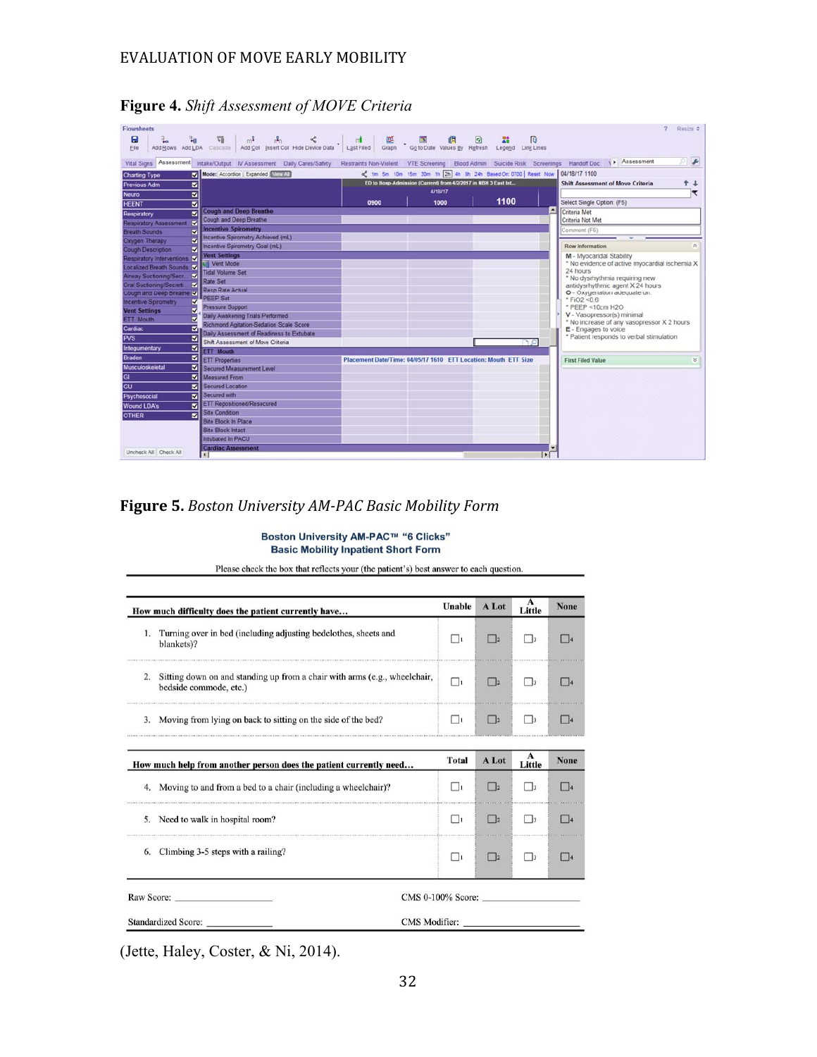**Figure 4.** *Shift Assessment of MOVE Criteria*

**Figure 5.** *Boston University AM-PAC Basic Mobility Form*

**Boston University AM-PAC™ "6 Clicks" Basic Mobility Inpatient Short Form**

Please check the box that reflects your (the patient's) best answer to each question.

| How much difficulty does the patient currently have… | Unable | A Lot | A Little | None |
|---|---|---|---|---|
| 1. Turning over in bed (including adjusting bedclothes, sheets and blankets)? | ☐1 | ☐2 | ☐3 | ☐4 |
| 2. Sitting down on and standing up from a chair with arms (e.g., wheelchair, bedside commode, etc.) | ☐1 | ☐2 | ☐3 | ☐4 |
| 3. Moving from lying on back to sitting on the side of the bed? | ☐1 | ☐2 | ☐3 | ☐4 |

| How much help from another person does the patient currently need… | Total | A Lot | A Little | None |
|---|---|---|---|---|
| 4. Moving to and from a bed to a chair (including a wheelchair)? | ☐1 | ☐2 | ☐3 | ☐4 |
| 5. Need to walk in hospital room? | ☐1 | ☐2 | ☐3 | ☐4 |
| 6. Climbing 3-5 steps with a railing? | ☐1 | ☐2 | ☐3 | ☐4 |

Raw Score: ____________________ CMS 0-100% Score: ____________________

Standardized Score: ______________ CMS Modifier: ______________________

(Jette, Haley, Coster, & Ni, 2014).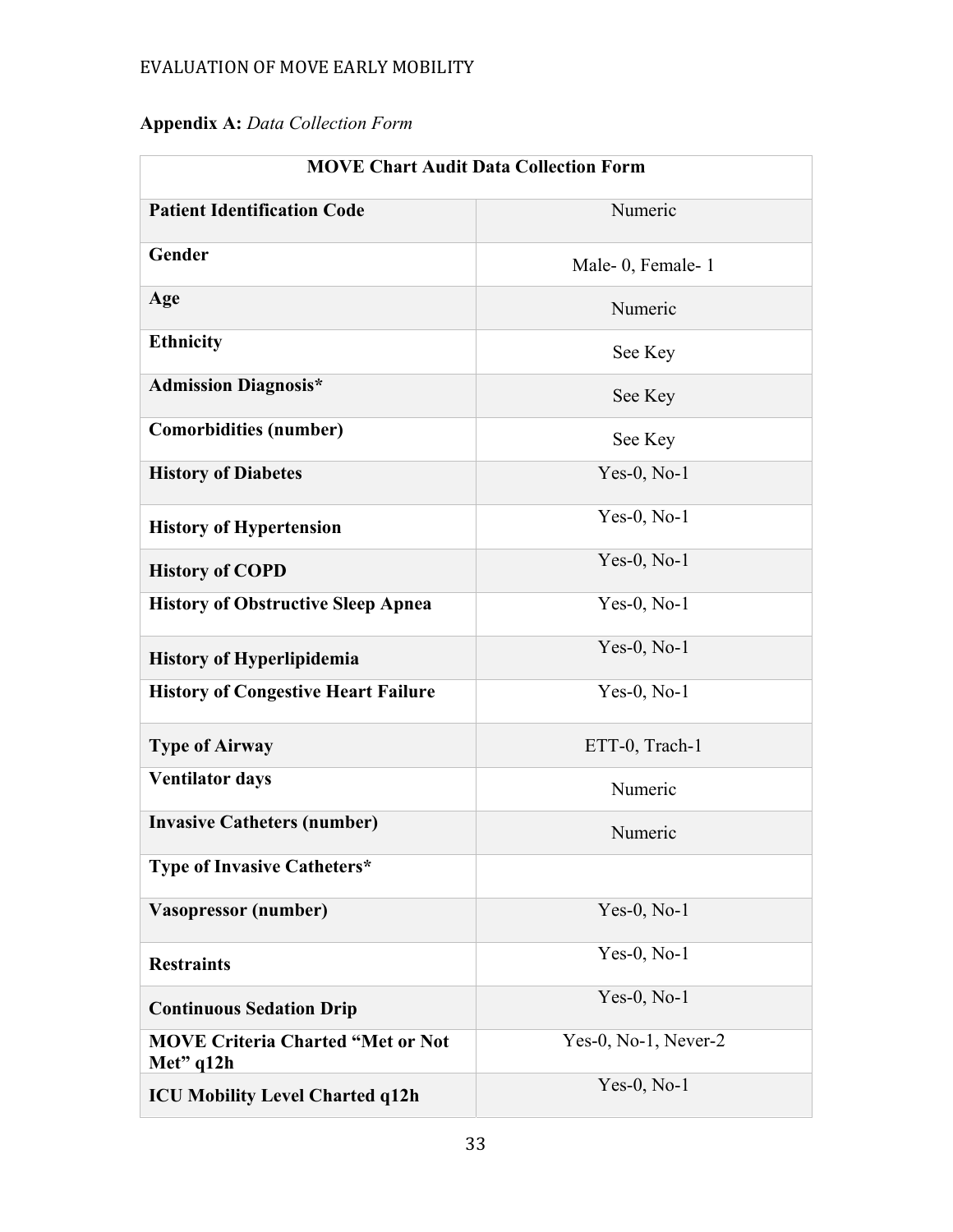**Appendix A:** *Data Collection Form*

| **MOVE Chart Audit Data Collection Form** | |
|---|---|
| **Patient Identification Code** | Numeric |
| **Gender** | Male- 0, Female- 1 |
| **Age** | Numeric |
| **Ethnicity** | See Key |
| **Admission Diagnosis*** | See Key |
| **Comorbidities (number)** | See Key |
| **History of Diabetes** | Yes-0, No-1 |
| **History of Hypertension** | Yes-0, No-1 |
| **History of COPD** | Yes-0, No-1 |
| **History of Obstructive Sleep Apnea** | Yes-0, No-1 |
| **History of Hyperlipidemia** | Yes-0, No-1 |
| **History of Congestive Heart Failure** | Yes-0, No-1 |
| **Type of Airway** | ETT-0, Trach-1 |
| **Ventilator days** | Numeric |
| **Invasive Catheters (number)** | Numeric |
| **Type of Invasive Catheters*** | |
| **Vasopressor (number)** | Yes-0, No-1 |
| **Restraints** | Yes-0, No-1 |
| **Continuous Sedation Drip** | Yes-0, No-1 |
| **MOVE Criteria Charted "Met or Not Met" q12h** | Yes-0, No-1, Never-2 |
| **ICU Mobility Level Charted q12h** | Yes-0, No-1 |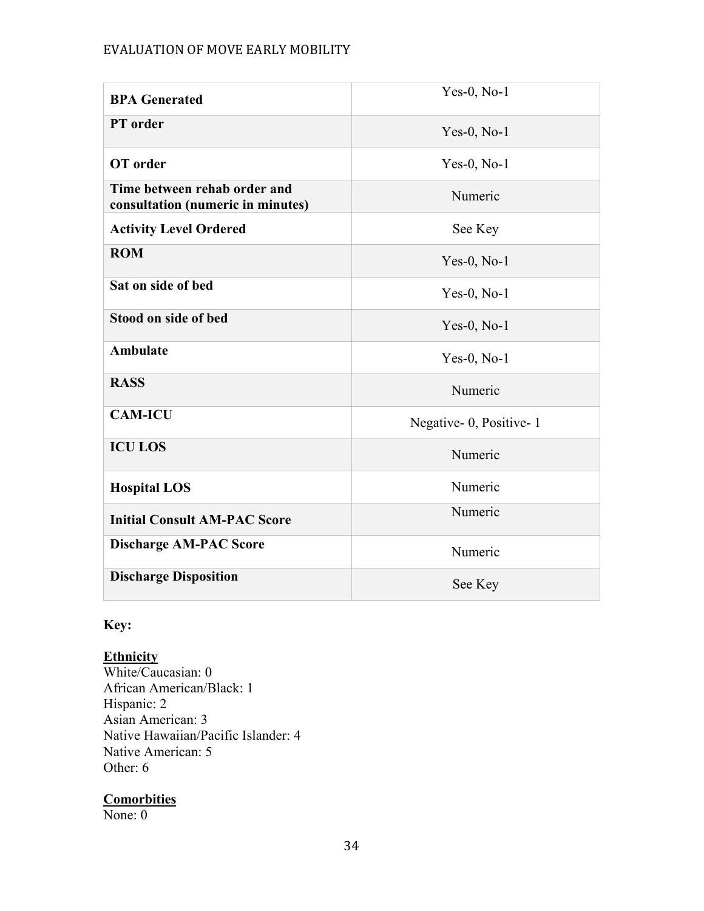| **BPA Generated** | Yes-0, No-1 |
| --- | --- |
| **PT order** | Yes-0, No-1 |
| **OT order** | Yes-0, No-1 |
| **Time between rehab order and consultation (numeric in minutes)** | Numeric |
| **Activity Level Ordered** | See Key |
| **ROM** | Yes-0, No-1 |
| **Sat on side of bed** | Yes-0, No-1 |
| **Stood on side of bed** | Yes-0, No-1 |
| **Ambulate** | Yes-0, No-1 |
| **RASS** | Numeric |
| **CAM-ICU** | Negative- 0, Positive- 1 |
| **ICU LOS** | Numeric |
| **Hospital LOS** | Numeric |
| **Initial Consult AM-PAC Score** | Numeric |
| **Discharge AM-PAC Score** | Numeric |
| **Discharge Disposition** | See Key |

**Key:**

**Ethnicity**
White/Caucasian: 0
African American/Black: 1
Hispanic: 2
Asian American: 3
Native Hawaiian/Pacific Islander: 4
Native American: 5
Other: 6

**Comorbities**
None: 0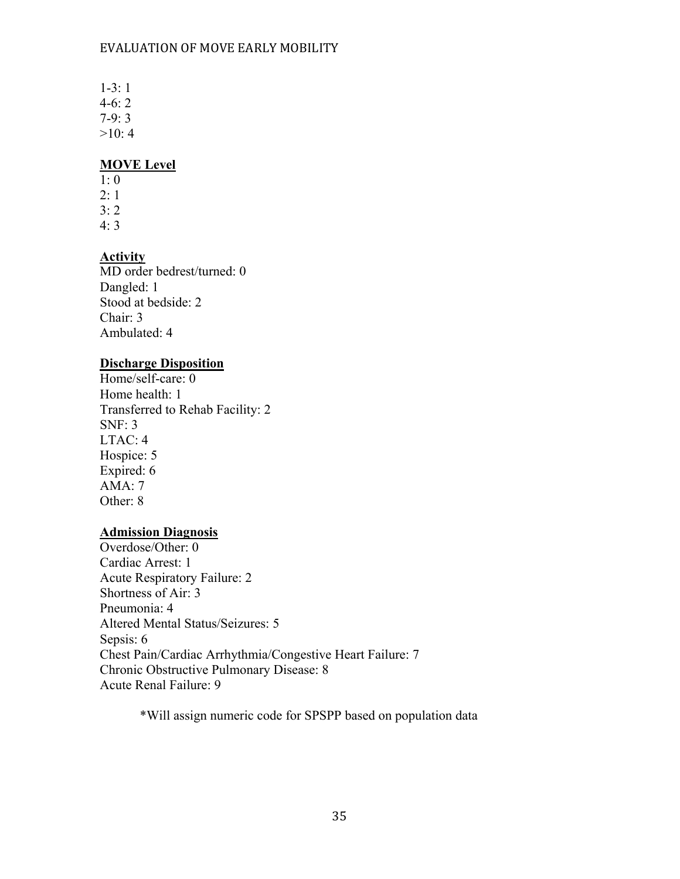1-3: 1
4-6: 2
7-9: 3
>10: 4

**MOVE Level**

1: 0
2: 1
3: 2
4: 3

**Activity**

MD order bedrest/turned: 0
Dangled: 1
Stood at bedside: 2
Chair: 3
Ambulated: 4

**Discharge Disposition**

Home/self-care: 0
Home health: 1
Transferred to Rehab Facility: 2
SNF: 3
LTAC: 4
Hospice: 5
Expired: 6
AMA: 7
Other: 8

**Admission Diagnosis**

Overdose/Other: 0
Cardiac Arrest: 1
Acute Respiratory Failure: 2
Shortness of Air: 3
Pneumonia: 4
Altered Mental Status/Seizures: 5
Sepsis: 6
Chest Pain/Cardiac Arrhythmia/Congestive Heart Failure: 7
Chronic Obstructive Pulmonary Disease: 8
Acute Renal Failure: 9

*Will assign numeric code for SPSPP based on population data